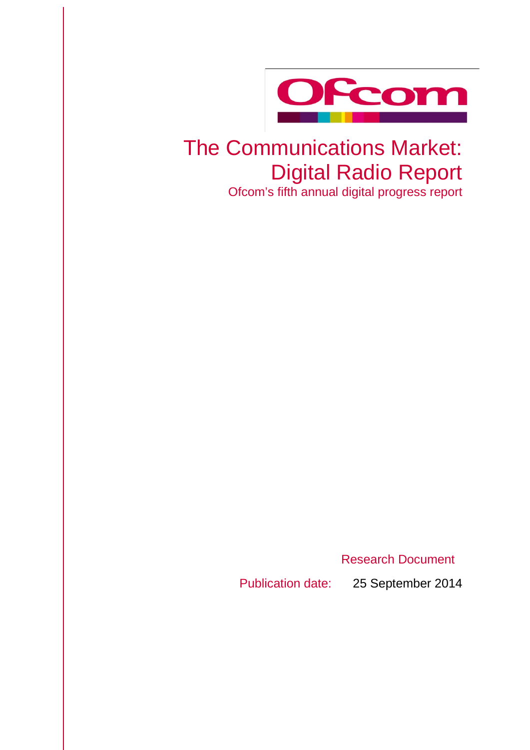# The Communications Market: Digital Radio Report

Ofcom's fifth annual digital progress report

Research Document

Publication date: 25 September 2014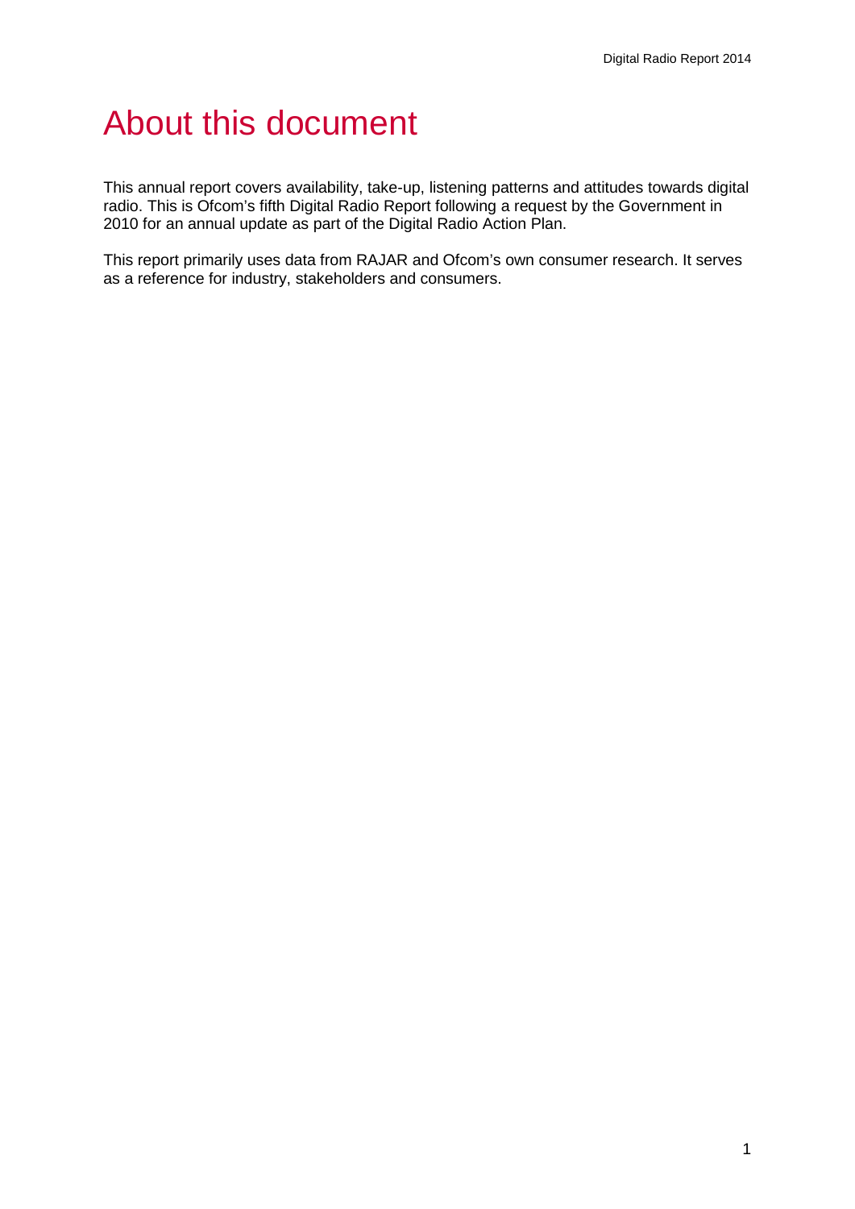# About this document

This annual report covers availability, take-up, listening patterns and attitudes towards digital radio. This is Ofcom's fifth Digital Radio Report following a request by the Government in 2010 for an annual update as part of the Digital Radio Action Plan.

This report primarily uses data from RAJAR and Ofcom's own consumer research. It serves as a reference for industry, stakeholders and consumers.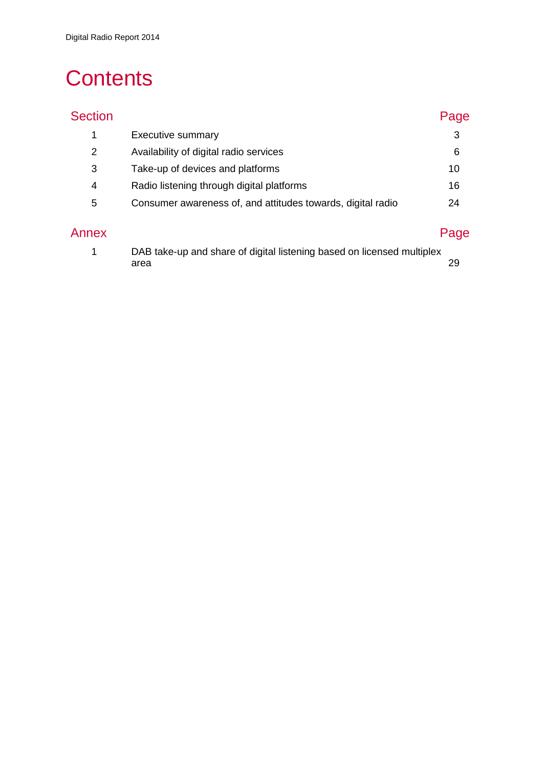# Contents

| Section | | Page |
|---|---|---|
| 1 | Executive summary | 3 |
| 2 | Availability of digital radio services | 6 |
| 3 | Take-up of devices and platforms | 10 |
| 4 | Radio listening through digital platforms | 16 |
| 5 | Consumer awareness of, and attitudes towards, digital radio | 24 |

| Annex | | Page |
|---|---|---|
| 1 | DAB take-up and share of digital listening based on licensed multiplex area | 29 |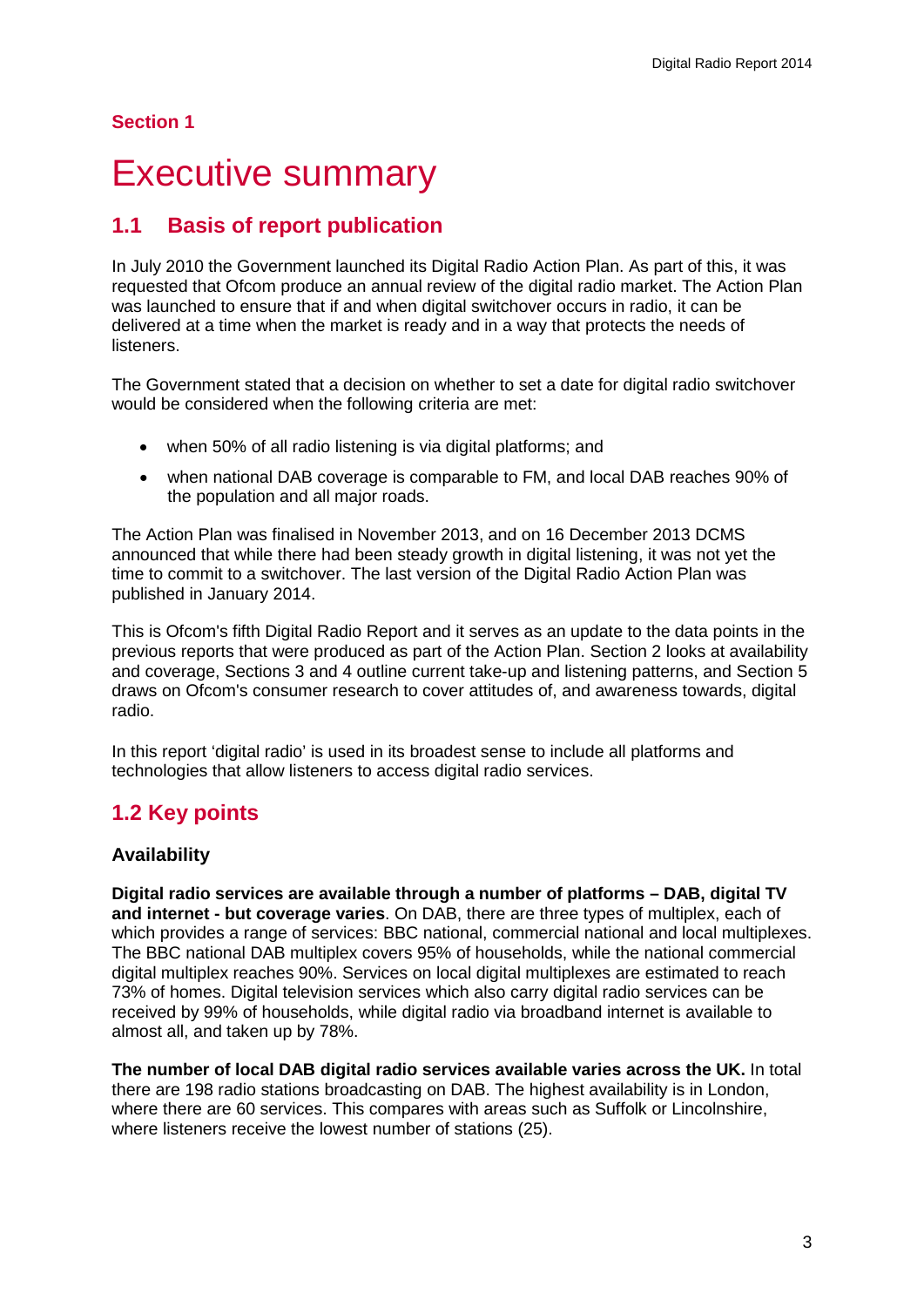**Section 1**

# Executive summary

## 1.1 Basis of report publication

In July 2010 the Government launched its Digital Radio Action Plan. As part of this, it was requested that Ofcom produce an annual review of the digital radio market. The Action Plan was launched to ensure that if and when digital switchover occurs in radio, it can be delivered at a time when the market is ready and in a way that protects the needs of listeners.

The Government stated that a decision on whether to set a date for digital radio switchover would be considered when the following criteria are met:

- when 50% of all radio listening is via digital platforms; and
- when national DAB coverage is comparable to FM, and local DAB reaches 90% of the population and all major roads.

The Action Plan was finalised in November 2013, and on 16 December 2013 DCMS announced that while there had been steady growth in digital listening, it was not yet the time to commit to a switchover. The last version of the Digital Radio Action Plan was published in January 2014.

This is Ofcom's fifth Digital Radio Report and it serves as an update to the data points in the previous reports that were produced as part of the Action Plan. Section 2 looks at availability and coverage, Sections 3 and 4 outline current take-up and listening patterns, and Section 5 draws on Ofcom's consumer research to cover attitudes of, and awareness towards, digital radio.

In this report 'digital radio' is used in its broadest sense to include all platforms and technologies that allow listeners to access digital radio services.

## 1.2 Key points

### Availability

**Digital radio services are available through a number of platforms – DAB, digital TV and internet - but coverage varies**. On DAB, there are three types of multiplex, each of which provides a range of services: BBC national, commercial national and local multiplexes. The BBC national DAB multiplex covers 95% of households, while the national commercial digital multiplex reaches 90%. Services on local digital multiplexes are estimated to reach 73% of homes. Digital television services which also carry digital radio services can be received by 99% of households, while digital radio via broadband internet is available to almost all, and taken up by 78%.

**The number of local DAB digital radio services available varies across the UK.** In total there are 198 radio stations broadcasting on DAB. The highest availability is in London, where there are 60 services. This compares with areas such as Suffolk or Lincolnshire, where listeners receive the lowest number of stations (25).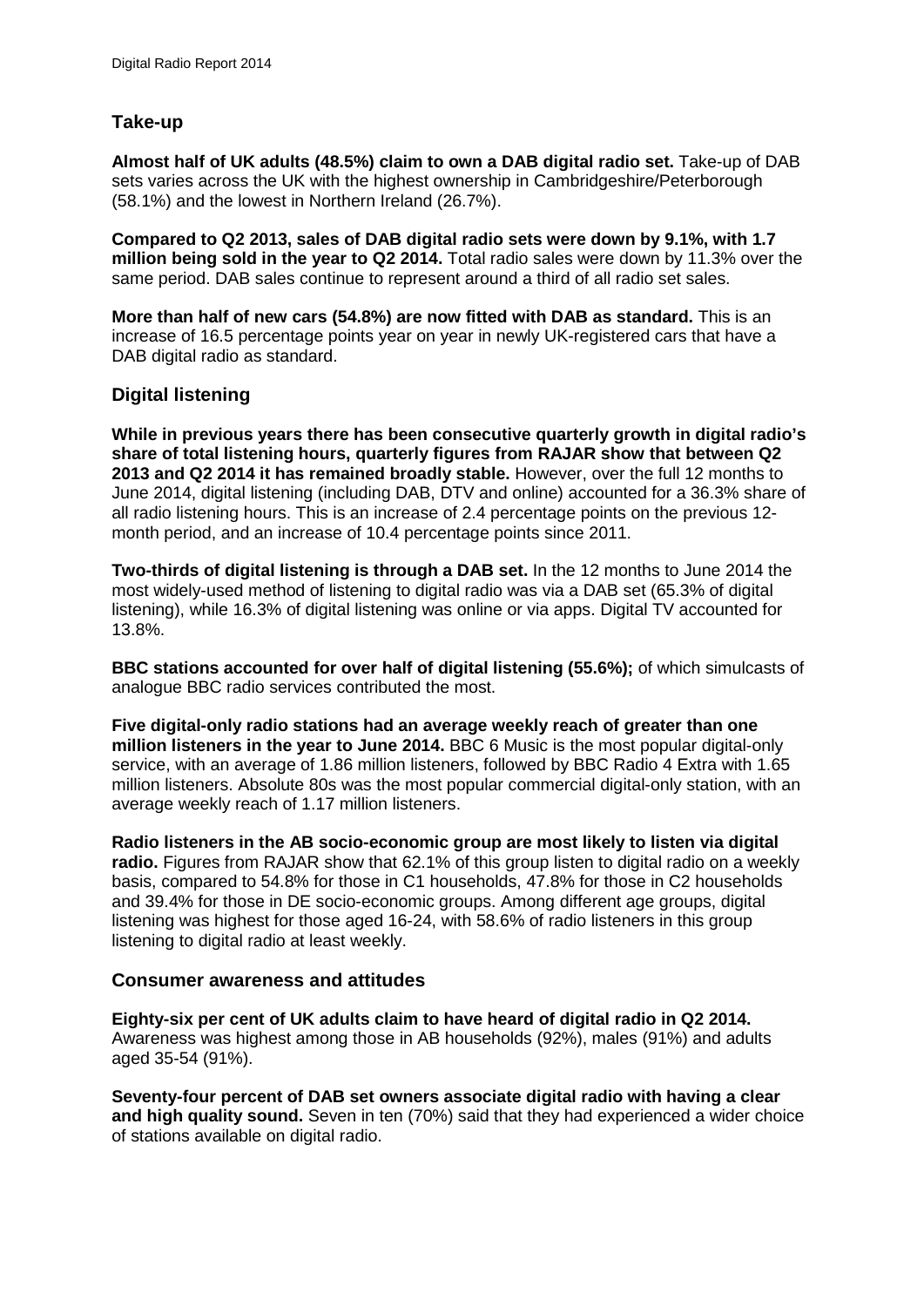## Take-up

**Almost half of UK adults (48.5%) claim to own a DAB digital radio set.** Take-up of DAB sets varies across the UK with the highest ownership in Cambridgeshire/Peterborough (58.1%) and the lowest in Northern Ireland (26.7%).

**Compared to Q2 2013, sales of DAB digital radio sets were down by 9.1%, with 1.7 million being sold in the year to Q2 2014.** Total radio sales were down by 11.3% over the same period. DAB sales continue to represent around a third of all radio set sales.

**More than half of new cars (54.8%) are now fitted with DAB as standard.** This is an increase of 16.5 percentage points year on year in newly UK-registered cars that have a DAB digital radio as standard.

## Digital listening

**While in previous years there has been consecutive quarterly growth in digital radio's share of total listening hours, quarterly figures from RAJAR show that between Q2 2013 and Q2 2014 it has remained broadly stable.** However, over the full 12 months to June 2014, digital listening (including DAB, DTV and online) accounted for a 36.3% share of all radio listening hours. This is an increase of 2.4 percentage points on the previous 12-month period, and an increase of 10.4 percentage points since 2011.

**Two-thirds of digital listening is through a DAB set.** In the 12 months to June 2014 the most widely-used method of listening to digital radio was via a DAB set (65.3% of digital listening), while 16.3% of digital listening was online or via apps. Digital TV accounted for 13.8%.

**BBC stations accounted for over half of digital listening (55.6%);** of which simulcasts of analogue BBC radio services contributed the most.

**Five digital-only radio stations had an average weekly reach of greater than one million listeners in the year to June 2014.** BBC 6 Music is the most popular digital-only service, with an average of 1.86 million listeners, followed by BBC Radio 4 Extra with 1.65 million listeners. Absolute 80s was the most popular commercial digital-only station, with an average weekly reach of 1.17 million listeners.

**Radio listeners in the AB socio-economic group are most likely to listen via digital radio.** Figures from RAJAR show that 62.1% of this group listen to digital radio on a weekly basis, compared to 54.8% for those in C1 households, 47.8% for those in C2 households and 39.4% for those in DE socio-economic groups. Among different age groups, digital listening was highest for those aged 16-24, with 58.6% of radio listeners in this group listening to digital radio at least weekly.

## Consumer awareness and attitudes

**Eighty-six per cent of UK adults claim to have heard of digital radio in Q2 2014.** Awareness was highest among those in AB households (92%), males (91%) and adults aged 35-54 (91%).

**Seventy-four percent of DAB set owners associate digital radio with having a clear and high quality sound.** Seven in ten (70%) said that they had experienced a wider choice of stations available on digital radio.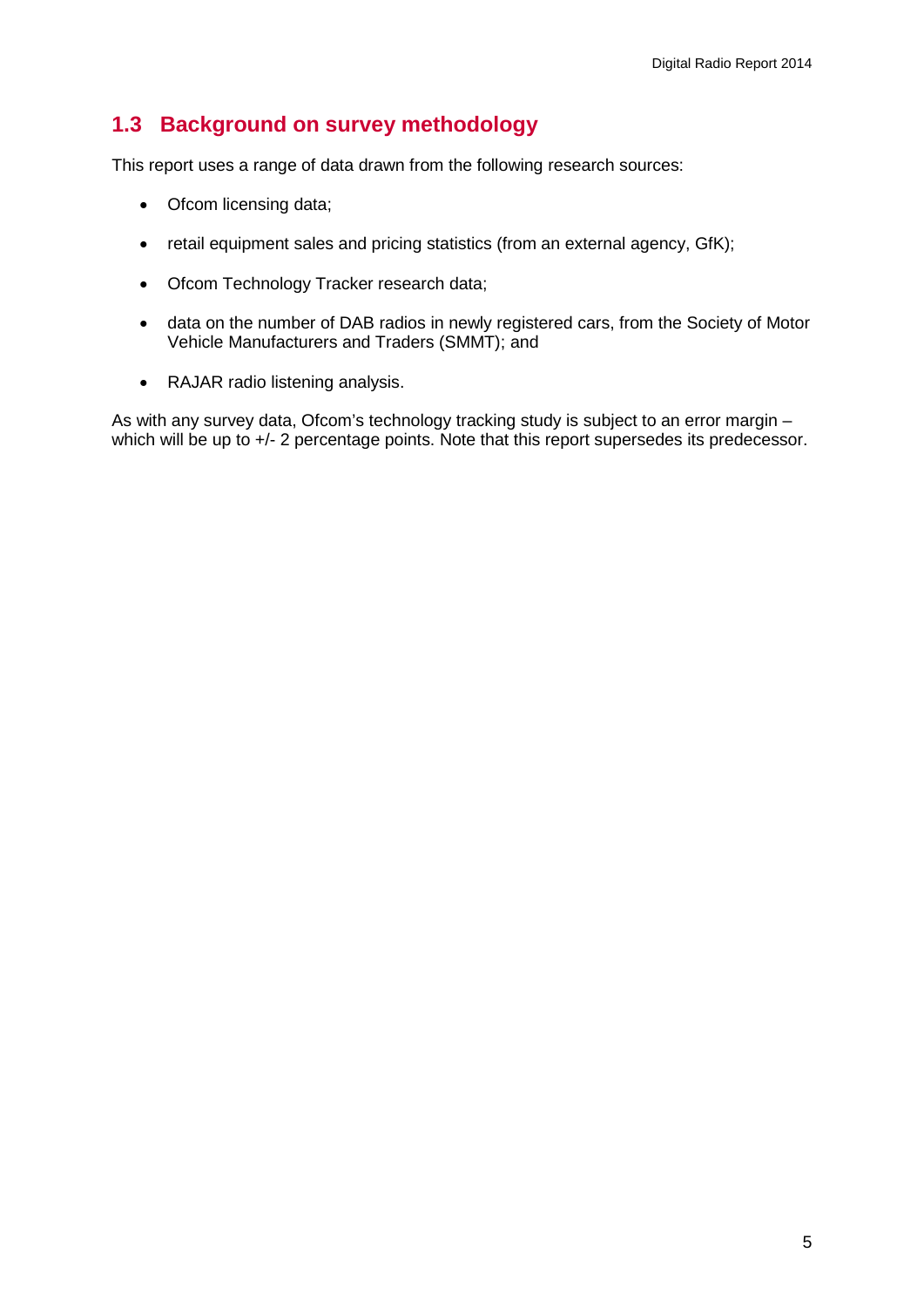## 1.3 Background on survey methodology

This report uses a range of data drawn from the following research sources:

- Ofcom licensing data;
- retail equipment sales and pricing statistics (from an external agency, GfK);
- Ofcom Technology Tracker research data;
- data on the number of DAB radios in newly registered cars, from the Society of Motor Vehicle Manufacturers and Traders (SMMT); and
- RAJAR radio listening analysis.

As with any survey data, Ofcom's technology tracking study is subject to an error margin – which will be up to +/- 2 percentage points. Note that this report supersedes its predecessor.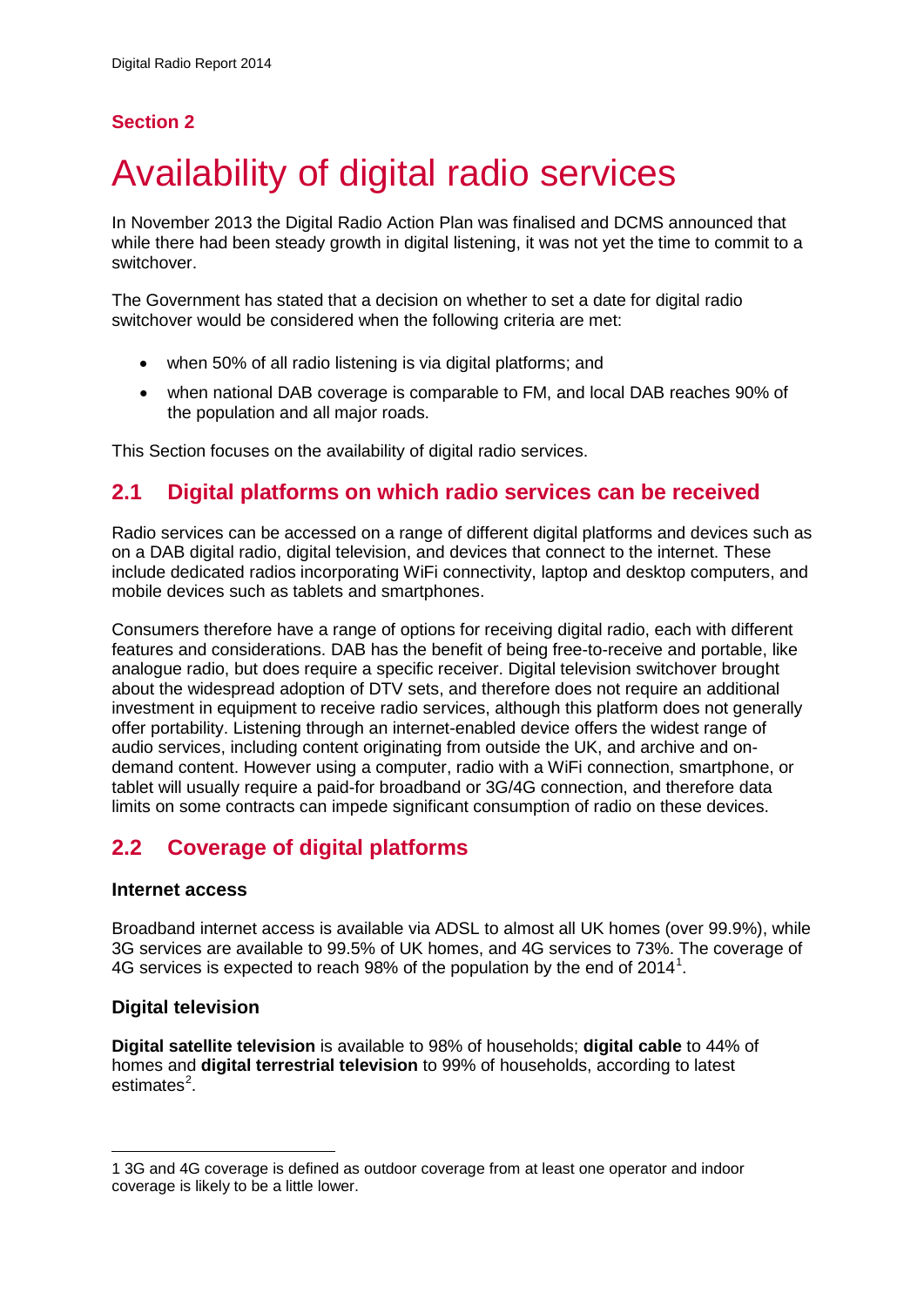## Section 2

# Availability of digital radio services

In November 2013 the Digital Radio Action Plan was finalised and DCMS announced that while there had been steady growth in digital listening, it was not yet the time to commit to a switchover.

The Government has stated that a decision on whether to set a date for digital radio switchover would be considered when the following criteria are met:

- when 50% of all radio listening is via digital platforms; and
- when national DAB coverage is comparable to FM, and local DAB reaches 90% of the population and all major roads.

This Section focuses on the availability of digital radio services.

## 2.1 Digital platforms on which radio services can be received

Radio services can be accessed on a range of different digital platforms and devices such as on a DAB digital radio, digital television, and devices that connect to the internet. These include dedicated radios incorporating WiFi connectivity, laptop and desktop computers, and mobile devices such as tablets and smartphones.

Consumers therefore have a range of options for receiving digital radio, each with different features and considerations. DAB has the benefit of being free-to-receive and portable, like analogue radio, but does require a specific receiver. Digital television switchover brought about the widespread adoption of DTV sets, and therefore does not require an additional investment in equipment to receive radio services, although this platform does not generally offer portability. Listening through an internet-enabled device offers the widest range of audio services, including content originating from outside the UK, and archive and on-demand content. However using a computer, radio with a WiFi connection, smartphone, or tablet will usually require a paid-for broadband or 3G/4G connection, and therefore data limits on some contracts can impede significant consumption of radio on these devices.

## 2.2 Coverage of digital platforms

### Internet access

Broadband internet access is available via ADSL to almost all UK homes (over 99.9%), while 3G services are available to 99.5% of UK homes, and 4G services to 73%. The coverage of 4G services is expected to reach 98% of the population by the end of 2014[1].

### Digital television

**Digital satellite television** is available to 98% of households; **digital cable** to 44% of homes and **digital terrestrial television** to 99% of households, according to latest estimates[2].

---

1 3G and 4G coverage is defined as outdoor coverage from at least one operator and indoor coverage is likely to be a little lower.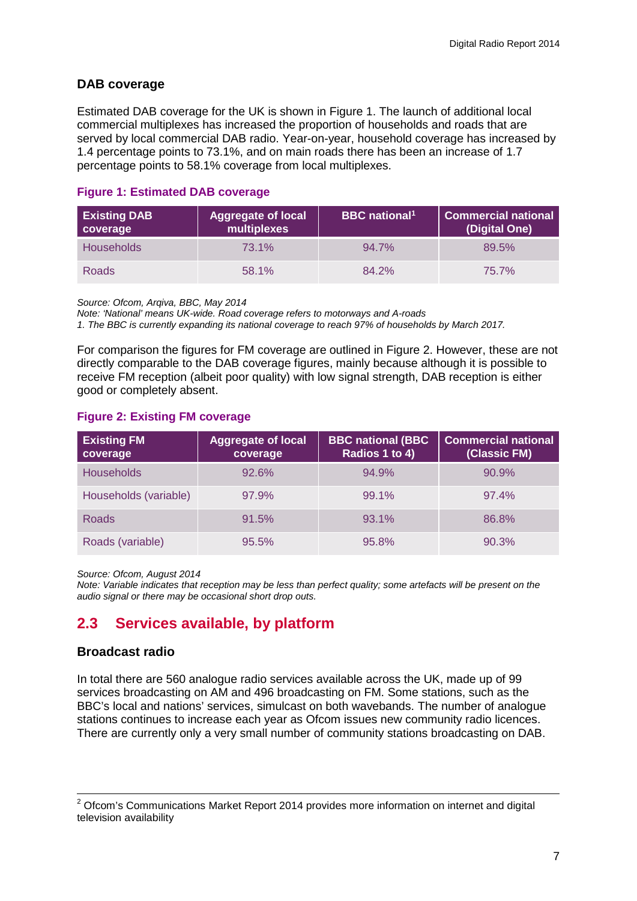### DAB coverage

Estimated DAB coverage for the UK is shown in Figure 1. The launch of additional local commercial multiplexes has increased the proportion of households and roads that are served by local commercial DAB radio. Year-on-year, household coverage has increased by 1.4 percentage points to 73.1%, and on main roads there has been an increase of 1.7 percentage points to 58.1% coverage from local multiplexes.

**Figure 1: Estimated DAB coverage**

| Existing DAB coverage | Aggregate of local multiplexes | BBC national[1] | Commercial national (Digital One) |
|---|---|---|---|
| Households | 73.1% | 94.7% | 89.5% |
| Roads | 58.1% | 84.2% | 75.7% |

*Source: Ofcom, Arqiva, BBC, May 2014*
*Note: 'National' means UK-wide. Road coverage refers to motorways and A-roads*
*1. The BBC is currently expanding its national coverage to reach 97% of households by March 2017.*

For comparison the figures for FM coverage are outlined in Figure 2. However, these are not directly comparable to the DAB coverage figures, mainly because although it is possible to receive FM reception (albeit poor quality) with low signal strength, DAB reception is either good or completely absent.

**Figure 2: Existing FM coverage**

| Existing FM coverage | Aggregate of local coverage | BBC national (BBC Radios 1 to 4) | Commercial national (Classic FM) |
|---|---|---|---|
| Households | 92.6% | 94.9% | 90.9% |
| Households (variable) | 97.9% | 99.1% | 97.4% |
| Roads | 91.5% | 93.1% | 86.8% |
| Roads (variable) | 95.5% | 95.8% | 90.3% |

*Source: Ofcom, August 2014*
*Note: Variable indicates that reception may be less than perfect quality; some artefacts will be present on the audio signal or there may be occasional short drop outs.*

## 2.3 Services available, by platform

### Broadcast radio

In total there are 560 analogue radio services available across the UK, made up of 99 services broadcasting on AM and 496 broadcasting on FM. Some stations, such as the BBC's local and nations' services, simulcast on both wavebands. The number of analogue stations continues to increase each year as Ofcom issues new community radio licences. There are currently only a very small number of community stations broadcasting on DAB.

---

[2] Ofcom's Communications Market Report 2014 provides more information on internet and digital television availability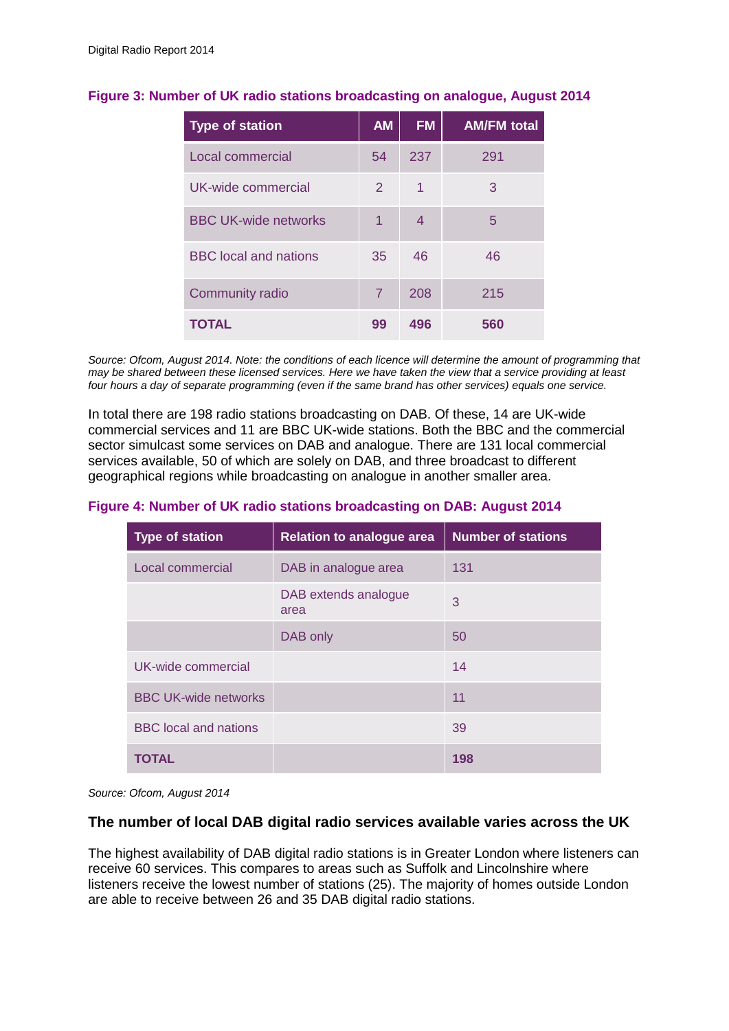**Figure 3: Number of UK radio stations broadcasting on analogue, August 2014**

| Type of station | AM | FM | AM/FM total |
|---|---|---|---|
| Local commercial | 54 | 237 | 291 |
| UK-wide commercial | 2 | 1 | 3 |
| BBC UK-wide networks | 1 | 4 | 5 |
| BBC local and nations | 35 | 46 | 46 |
| Community radio | 7 | 208 | 215 |
| **TOTAL** | **99** | **496** | **560** |

*Source: Ofcom, August 2014. Note: the conditions of each licence will determine the amount of programming that may be shared between these licensed services. Here we have taken the view that a service providing at least four hours a day of separate programming (even if the same brand has other services) equals one service.*

In total there are 198 radio stations broadcasting on DAB. Of these, 14 are UK-wide commercial services and 11 are BBC UK-wide stations. Both the BBC and the commercial sector simulcast some services on DAB and analogue. There are 131 local commercial services available, 50 of which are solely on DAB, and three broadcast to different geographical regions while broadcasting on analogue in another smaller area.

**Figure 4: Number of UK radio stations broadcasting on DAB: August 2014**

| Type of station | Relation to analogue area | Number of stations |
|---|---|---|
| Local commercial | DAB in analogue area | 131 |
| | DAB extends analogue area | 3 |
| | DAB only | 50 |
| UK-wide commercial | | 14 |
| BBC UK-wide networks | | 11 |
| BBC local and nations | | 39 |
| **TOTAL** | | **198** |

*Source: Ofcom, August 2014*

### The number of local DAB digital radio services available varies across the UK

The highest availability of DAB digital radio stations is in Greater London where listeners can receive 60 services. This compares to areas such as Suffolk and Lincolnshire where listeners receive the lowest number of stations (25). The majority of homes outside London are able to receive between 26 and 35 DAB digital radio stations.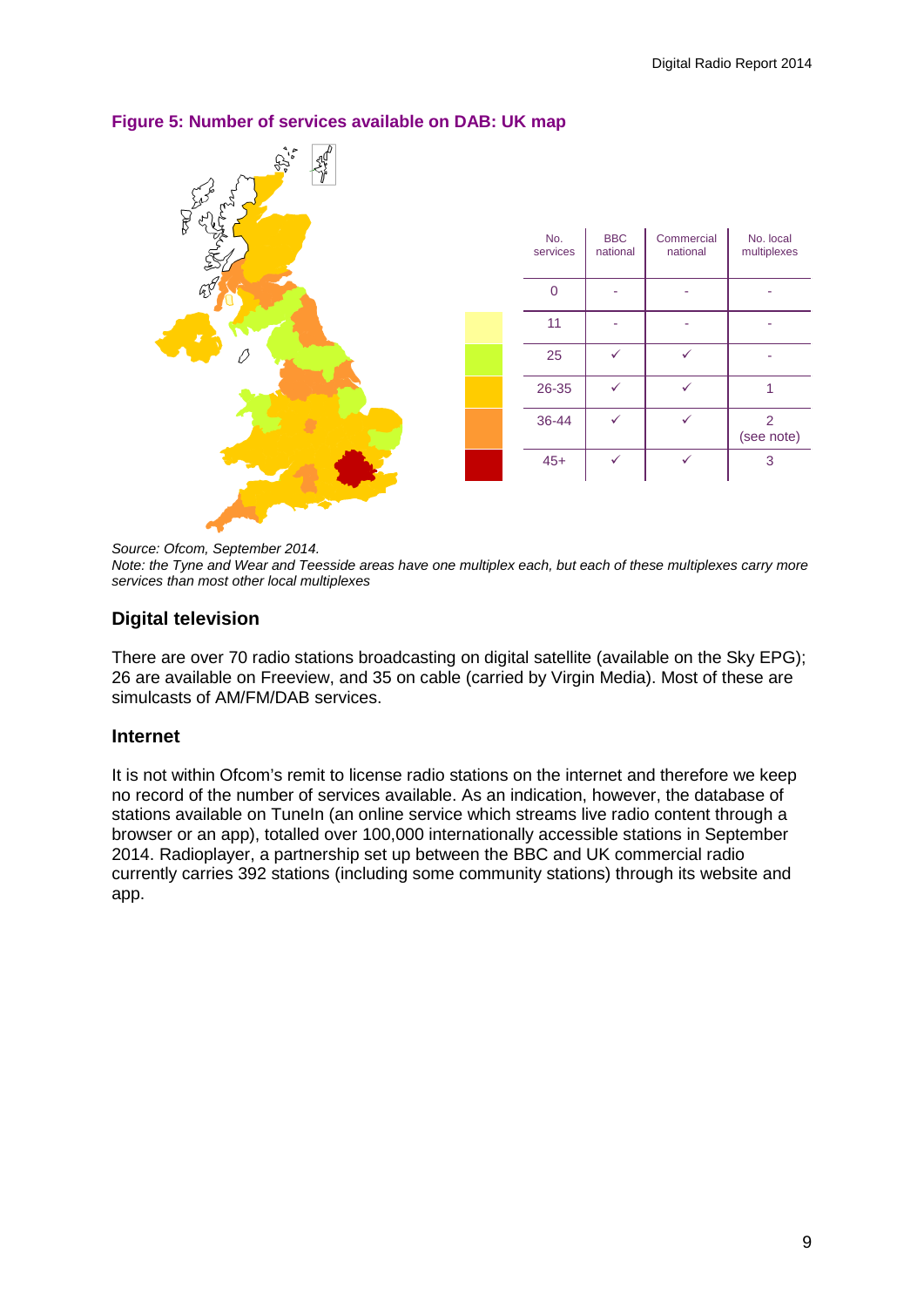**Figure 5: Number of services available on DAB: UK map**

| No. services | BBC national | Commercial national | No. local multiplexes |
|---|---|---|---|
| 0 | - | - | - |
| 11 | - | - | - |
| 25 | ✓ | ✓ | - |
| 26-35 | ✓ | ✓ | 1 |
| 36-44 | ✓ | ✓ | 2 (see note) |
| 45+ | ✓ | ✓ | 3 |

*Source: Ofcom, September 2014.*
*Note: the Tyne and Wear and Teesside areas have one multiplex each, but each of these multiplexes carry more services than most other local multiplexes*

## Digital television

There are over 70 radio stations broadcasting on digital satellite (available on the Sky EPG); 26 are available on Freeview, and 35 on cable (carried by Virgin Media). Most of these are simulcasts of AM/FM/DAB services.

## Internet

It is not within Ofcom's remit to license radio stations on the internet and therefore we keep no record of the number of services available. As an indication, however, the database of stations available on TuneIn (an online service which streams live radio content through a browser or an app), totalled over 100,000 internationally accessible stations in September 2014. Radioplayer, a partnership set up between the BBC and UK commercial radio currently carries 392 stations (including some community stations) through its website and app.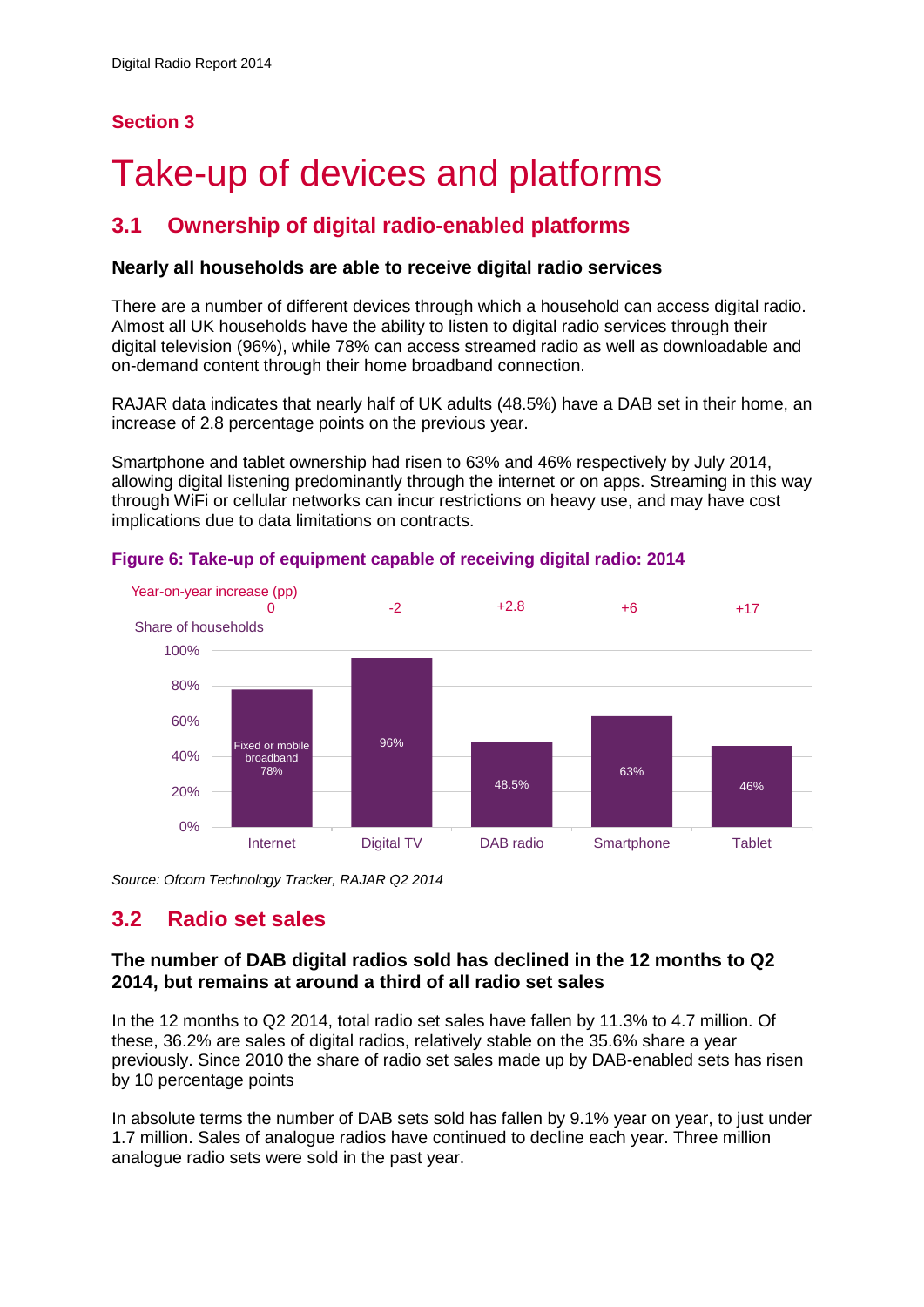## Section 3

# Take-up of devices and platforms

## 3.1 Ownership of digital radio-enabled platforms

### Nearly all households are able to receive digital radio services

There are a number of different devices through which a household can access digital radio. Almost all UK households have the ability to listen to digital radio services through their digital television (96%), while 78% can access streamed radio as well as downloadable and on-demand content through their home broadband connection.

RAJAR data indicates that nearly half of UK adults (48.5%) have a DAB set in their home, an increase of 2.8 percentage points on the previous year.

Smartphone and tablet ownership had risen to 63% and 46% respectively by July 2014, allowing digital listening predominantly through the internet or on apps. Streaming in this way through WiFi or cellular networks can incur restrictions on heavy use, and may have cost implications due to data limitations on contracts.

**Figure 6: Take-up of equipment capable of receiving digital radio: 2014**

| | Internet | Digital TV | DAB radio | Smartphone | Tablet |
|---|---|---|---|---|---|
| Year-on-year increase (pp) | 0 | -2 | +2.8 | +6 | +17 |
| Share of households | Fixed or mobile broadband 78% | 96% | 48.5% | 63% | 46% |

*Source: Ofcom Technology Tracker, RAJAR Q2 2014*

## 3.2 Radio set sales

### The number of DAB digital radios sold has declined in the 12 months to Q2 2014, but remains at around a third of all radio set sales

In the 12 months to Q2 2014, total radio set sales have fallen by 11.3% to 4.7 million. Of these, 36.2% are sales of digital radios, relatively stable on the 35.6% share a year previously. Since 2010 the share of radio set sales made up by DAB-enabled sets has risen by 10 percentage points

In absolute terms the number of DAB sets sold has fallen by 9.1% year on year, to just under 1.7 million. Sales of analogue radios have continued to decline each year. Three million analogue radio sets were sold in the past year.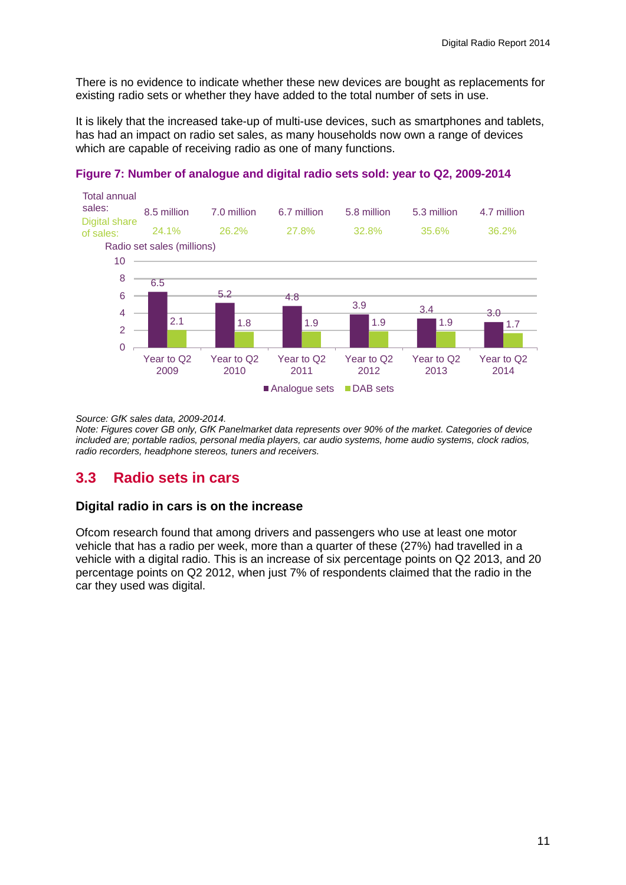There is no evidence to indicate whether these new devices are bought as replacements for existing radio sets or whether they have added to the total number of sets in use.

It is likely that the increased take-up of multi-use devices, such as smartphones and tablets, has had an impact on radio set sales, as many households now own a range of devices which are capable of receiving radio as one of many functions.

**Figure 7: Number of analogue and digital radio sets sold: year to Q2, 2009-2014**

| | Year to Q2 2009 | Year to Q2 2010 | Year to Q2 2011 | Year to Q2 2012 | Year to Q2 2013 | Year to Q2 2014 |
|---|---|---|---|---|---|---|
| Total annual sales: | 8.5 million | 7.0 million | 6.7 million | 5.8 million | 5.3 million | 4.7 million |
| Digital share of sales: | 24.1% | 26.2% | 27.8% | 32.8% | 35.6% | 36.2% |
| Analogue sets (millions) | 6.5 | 5.2 | 4.8 | 3.9 | 3.4 | 3.0 |
| DAB sets (millions) | 2.1 | 1.8 | 1.9 | 1.9 | 1.9 | 1.7 |

*Source: GfK sales data, 2009-2014.*
*Note: Figures cover GB only, GfK Panelmarket data represents over 90% of the market. Categories of device included are; portable radios, personal media players, car audio systems, home audio systems, clock radios, radio recorders, headphone stereos, tuners and receivers.*

## 3.3 Radio sets in cars

### Digital radio in cars is on the increase

Ofcom research found that among drivers and passengers who use at least one motor vehicle that has a radio per week, more than a quarter of these (27%) had travelled in a vehicle with a digital radio. This is an increase of six percentage points on Q2 2013, and 20 percentage points on Q2 2012, when just 7% of respondents claimed that the radio in the car they used was digital.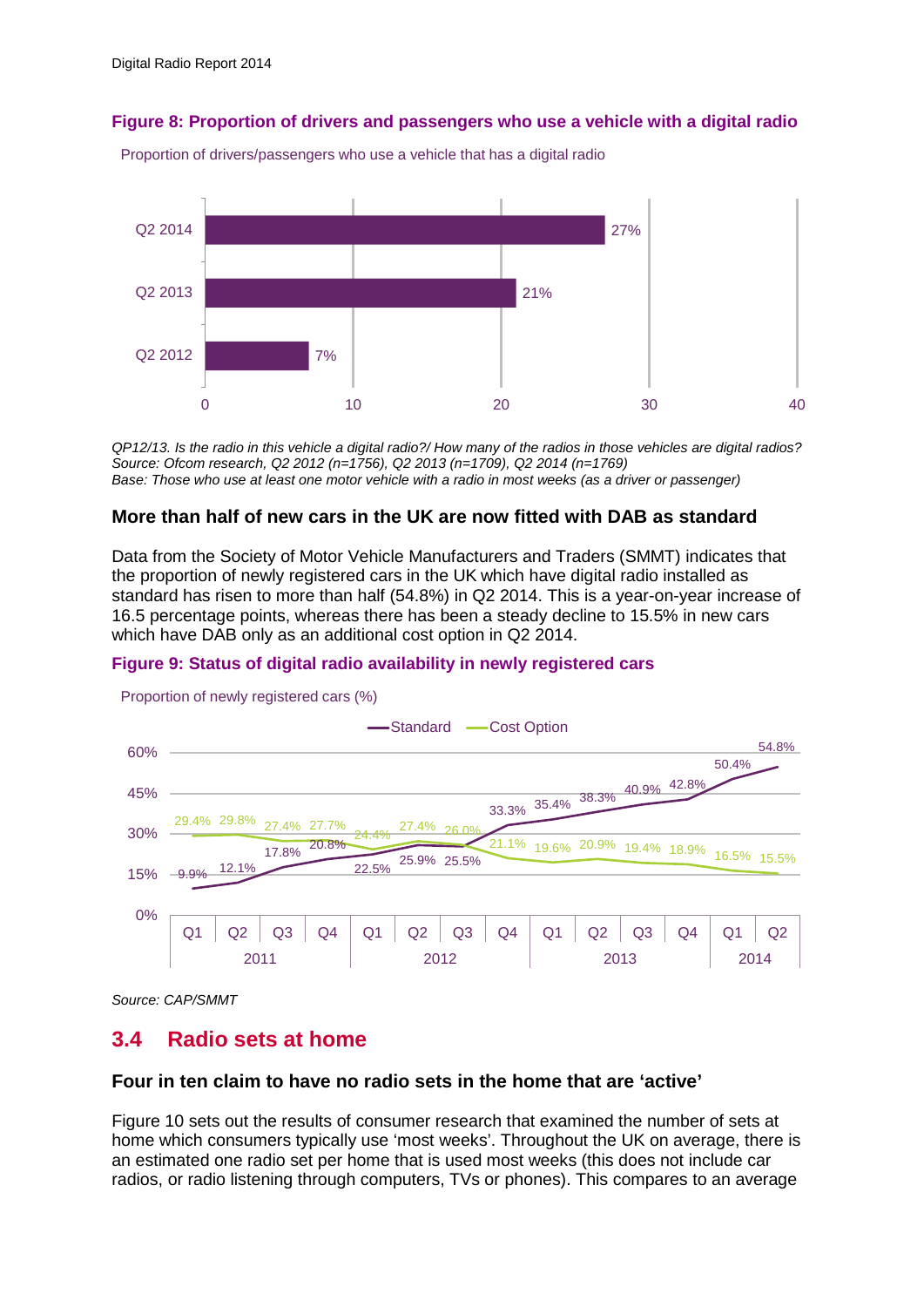**Figure 8: Proportion of drivers and passengers who use a vehicle with a digital radio**

Proportion of drivers/passengers who use a vehicle that has a digital radio

| Period | % |
|---|---|
| Q2 2014 | 27% |
| Q2 2013 | 21% |
| Q2 2012 | 7% |

*QP12/13. Is the radio in this vehicle a digital radio?/ How many of the radios in those vehicles are digital radios?*
*Source: Ofcom research, Q2 2012 (n=1756), Q2 2013 (n=1709), Q2 2014 (n=1769)*
*Base: Those who use at least one motor vehicle with a radio in most weeks (as a driver or passenger)*

### More than half of new cars in the UK are now fitted with DAB as standard

Data from the Society of Motor Vehicle Manufacturers and Traders (SMMT) indicates that the proportion of newly registered cars in the UK which have digital radio installed as standard has risen to more than half (54.8%) in Q2 2014. This is a year-on-year increase of 16.5 percentage points, whereas there has been a steady decline to 15.5% in new cars which have DAB only as an additional cost option in Q2 2014.

**Figure 9: Status of digital radio availability in newly registered cars**

Proportion of newly registered cars (%)

| Year | Quarter | Standard | Cost Option |
|---|---|---|---|
| 2011 | Q1 | 9.9% | 29.4% |
| | Q2 | 12.1% | 29.8% |
| | Q3 | 17.8% | 27.4% |
| | Q4 | 20.8% | 27.7% |
| 2012 | Q1 | 22.5% | 24.4% |
| | Q2 | 25.9% | 27.4% |
| | Q3 | 25.5% | 26.0% |
| | Q4 | 33.3% | 21.1% |
| 2013 | Q1 | 35.4% | 19.6% |
| | Q2 | 38.3% | 20.9% |
| | Q3 | 40.9% | 19.4% |
| | Q4 | 42.8% | 18.9% |
| 2014 | Q1 | 50.4% | 16.5% |
| | Q2 | 54.8% | 15.5% |

*Source: CAP/SMMT*

## 3.4 Radio sets at home

### Four in ten claim to have no radio sets in the home that are 'active'

Figure 10 sets out the results of consumer research that examined the number of sets at home which consumers typically use 'most weeks'. Throughout the UK on average, there is an estimated one radio set per home that is used most weeks (this does not include car radios, or radio listening through computers, TVs or phones). This compares to an average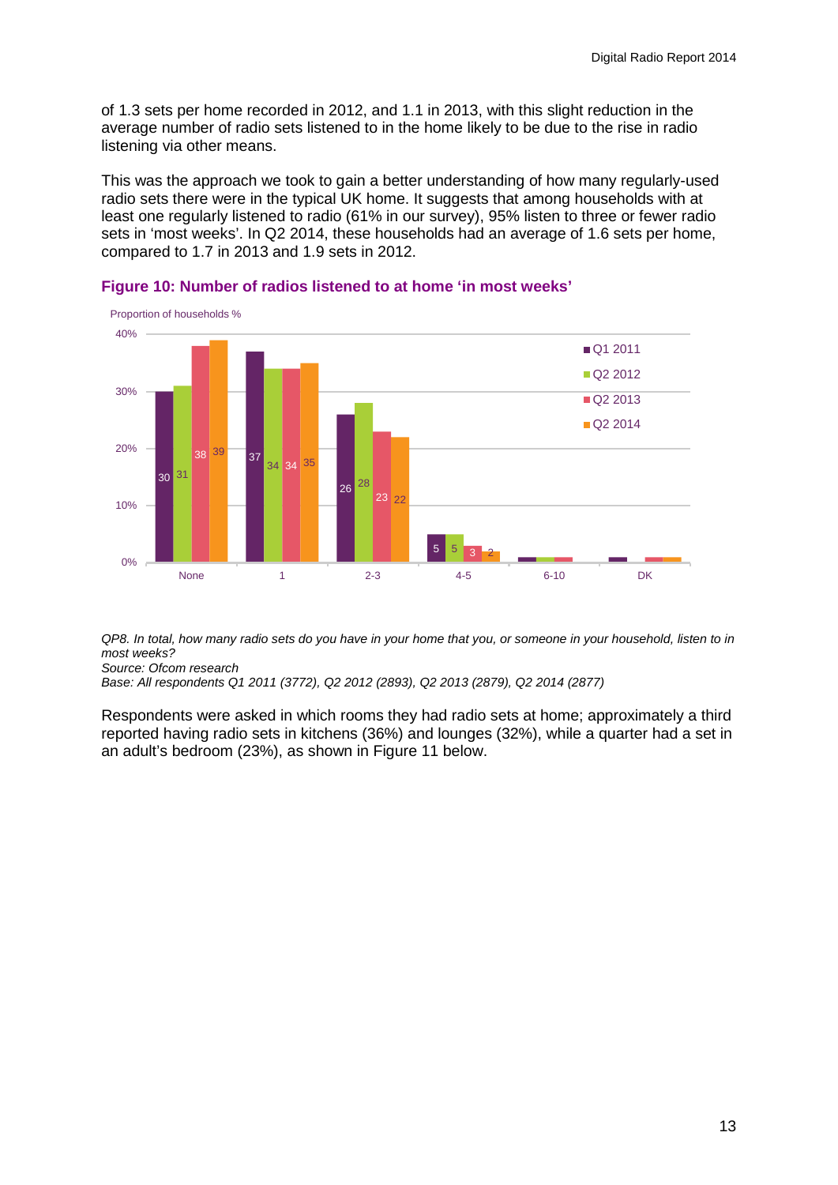of 1.3 sets per home recorded in 2012, and 1.1 in 2013, with this slight reduction in the average number of radio sets listened to in the home likely to be due to the rise in radio listening via other means.

This was the approach we took to gain a better understanding of how many regularly-used radio sets there were in the typical UK home. It suggests that among households with at least one regularly listened to radio (61% in our survey), 95% listen to three or fewer radio sets in 'most weeks'. In Q2 2014, these households had an average of 1.6 sets per home, compared to 1.7 in 2013 and 1.9 sets in 2012.

**Figure 10: Number of radios listened to at home 'in most weeks'**

Proportion of households %

| | None | 1 | 2-3 | 4-5 | 6-10 | DK |
|---|---|---|---|---|---|---|
| Q1 2011 | 30 | 37 | 26 | 5 | | |
| Q2 2012 | 31 | 34 | 28 | 5 | | |
| Q2 2013 | 38 | 34 | 23 | 3 | | |
| Q2 2014 | 39 | 35 | 22 | 2 | | |

*QP8. In total, how many radio sets do you have in your home that you, or someone in your household, listen to in most weeks?*
*Source: Ofcom research*
*Base: All respondents Q1 2011 (3772), Q2 2012 (2893), Q2 2013 (2879), Q2 2014 (2877)*

Respondents were asked in which rooms they had radio sets at home; approximately a third reported having radio sets in kitchens (36%) and lounges (32%), while a quarter had a set in an adult's bedroom (23%), as shown in Figure 11 below.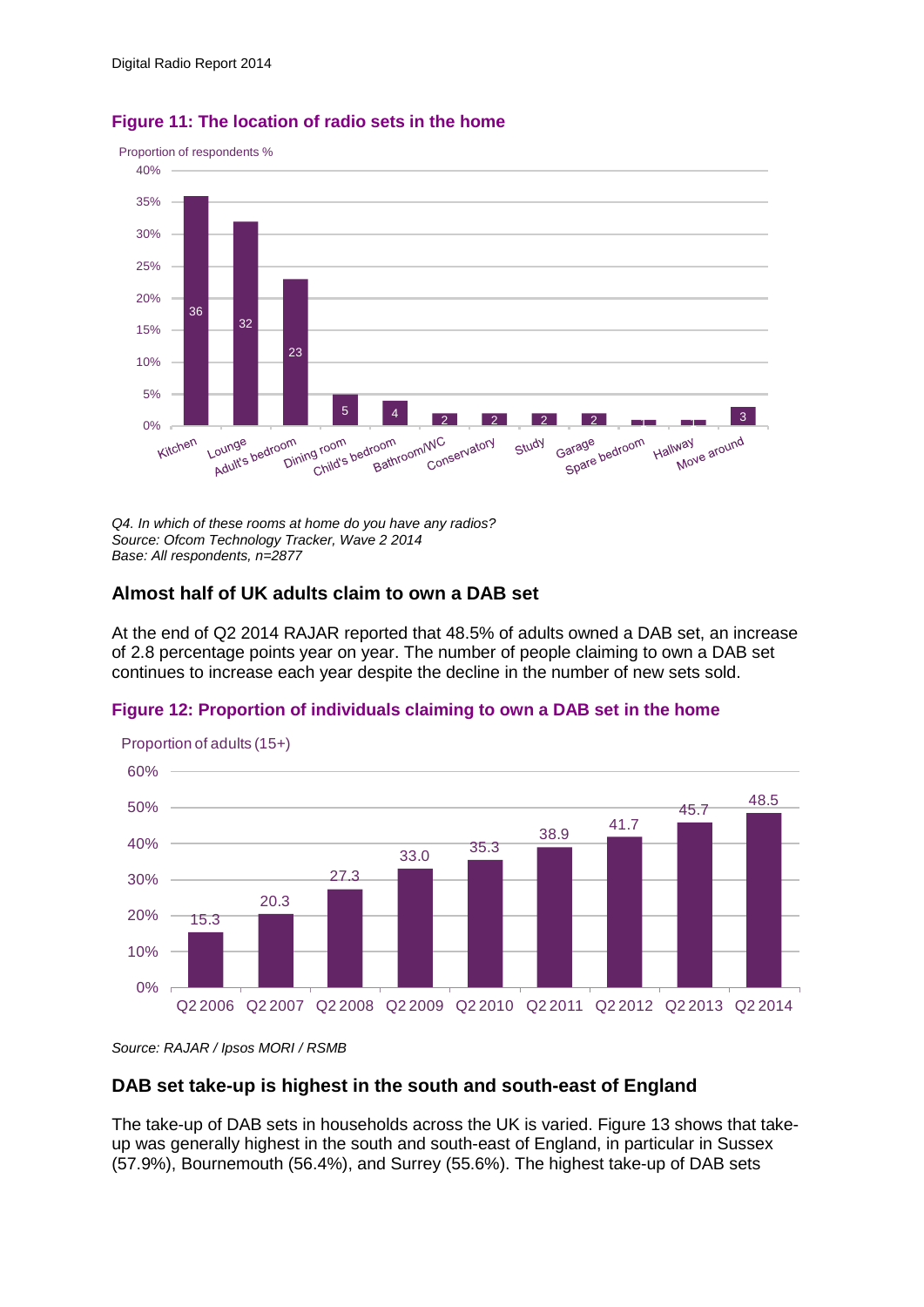### Figure 11: The location of radio sets in the home

Proportion of respondents %

| Room | % |
|---|---|
| Kitchen | 36 |
| Lounge | 32 |
| Adult's bedroom | 23 |
| Dining room | 5 |
| Child's bedroom | 4 |
| Bathroom/WC | 2 |
| Conservatory | 2 |
| Study | 2 |
| Garage | 2 |
| Spare bedroom | 1 |
| Hallway | 1 |
| Move around | 3 |

*Q4. In which of these rooms at home do you have any radios?*
*Source: Ofcom Technology Tracker, Wave 2 2014*
*Base: All respondents, n=2877*

## Almost half of UK adults claim to own a DAB set

At the end of Q2 2014 RAJAR reported that 48.5% of adults owned a DAB set, an increase of 2.8 percentage points year on year. The number of people claiming to own a DAB set continues to increase each year despite the decline in the number of new sets sold.

### Figure 12: Proportion of individuals claiming to own a DAB set in the home

Proportion of adults (15+)

| Period | % |
|---|---|
| Q2 2006 | 15.3 |
| Q2 2007 | 20.3 |
| Q2 2008 | 27.3 |
| Q2 2009 | 33.0 |
| Q2 2010 | 35.3 |
| Q2 2011 | 38.9 |
| Q2 2012 | 41.7 |
| Q2 2013 | 45.7 |
| Q2 2014 | 48.5 |

*Source: RAJAR / Ipsos MORI / RSMB*

## DAB set take-up is highest in the south and south-east of England

The take-up of DAB sets in households across the UK is varied. Figure 13 shows that take-up was generally highest in the south and south-east of England, in particular in Sussex (57.9%), Bournemouth (56.4%), and Surrey (55.6%). The highest take-up of DAB sets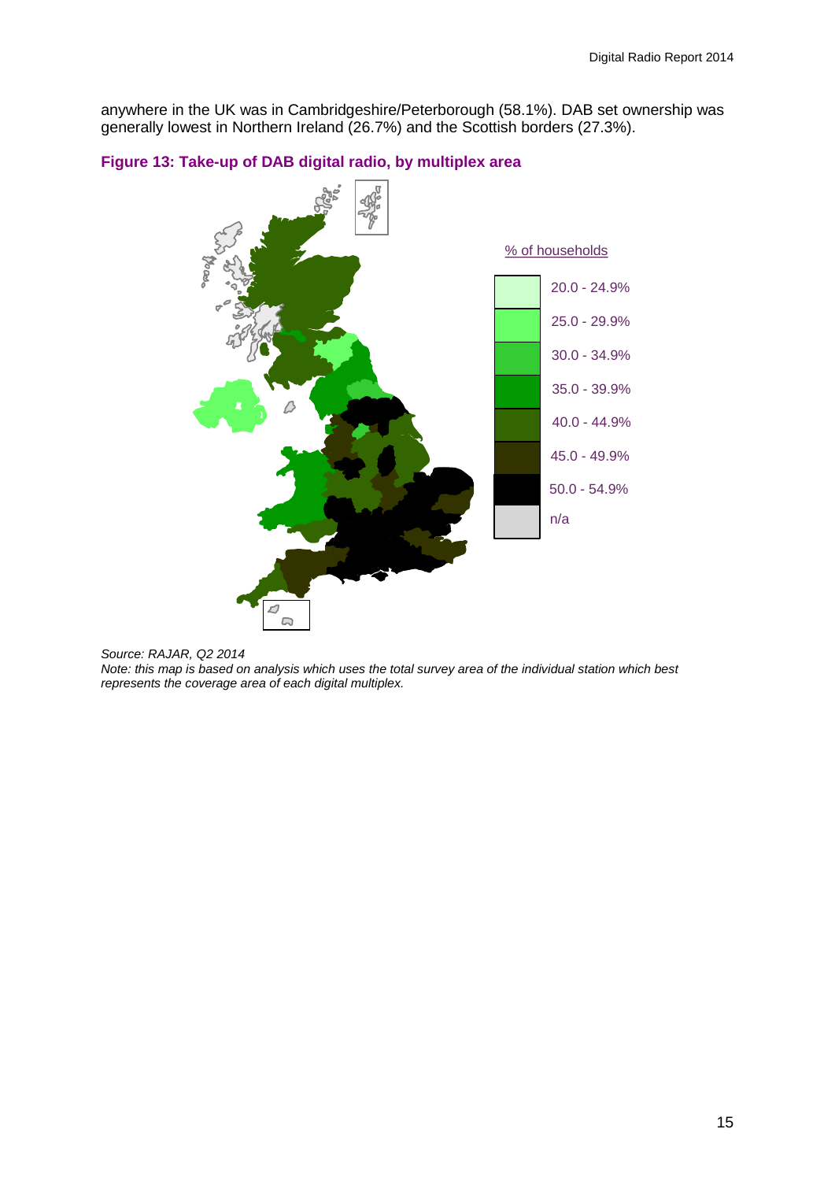anywhere in the UK was in Cambridgeshire/Peterborough (58.1%). DAB set ownership was generally lowest in Northern Ireland (26.7%) and the Scottish borders (27.3%).

**Figure 13: Take-up of DAB digital radio, by multiplex area**

% of households

- 20.0 - 24.9%
- 25.0 - 29.9%
- 30.0 - 34.9%
- 35.0 - 39.9%
- 40.0 - 44.9%
- 45.0 - 49.9%
- 50.0 - 54.9%
- n/a

*Source: RAJAR, Q2 2014*
*Note: this map is based on analysis which uses the total survey area of the individual station which best represents the coverage area of each digital multiplex.*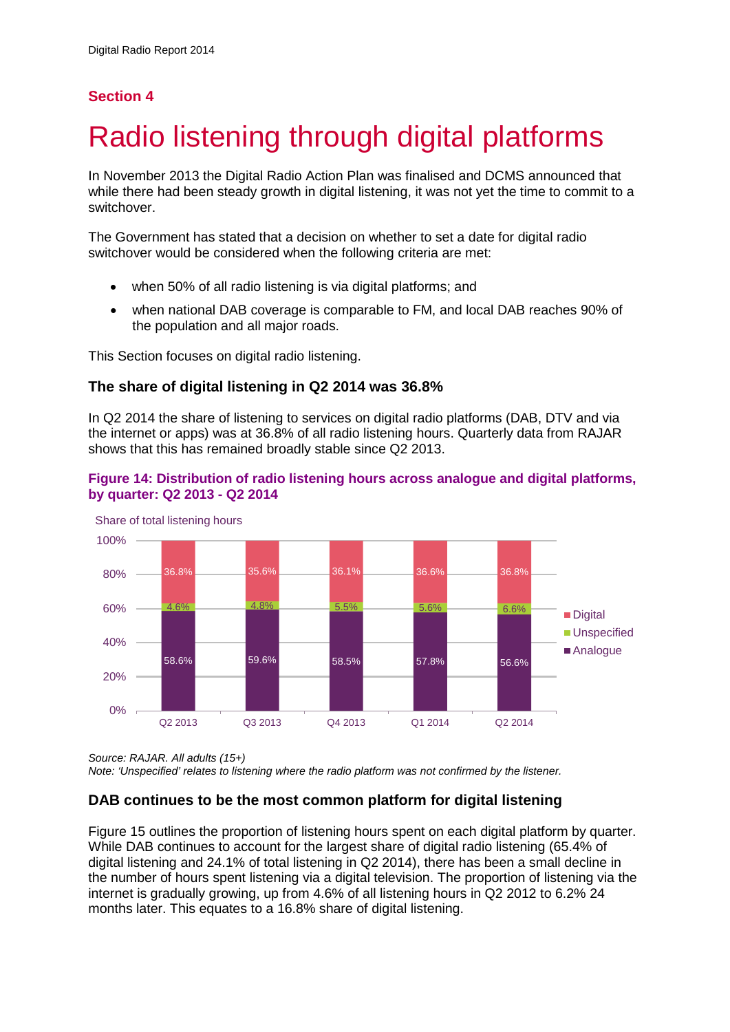## Section 4

# Radio listening through digital platforms

In November 2013 the Digital Radio Action Plan was finalised and DCMS announced that while there had been steady growth in digital listening, it was not yet the time to commit to a switchover.

The Government has stated that a decision on whether to set a date for digital radio switchover would be considered when the following criteria are met:

- when 50% of all radio listening is via digital platforms; and
- when national DAB coverage is comparable to FM, and local DAB reaches 90% of the population and all major roads.

This Section focuses on digital radio listening.

### The share of digital listening in Q2 2014 was 36.8%

In Q2 2014 the share of listening to services on digital radio platforms (DAB, DTV and via the internet or apps) was at 36.8% of all radio listening hours. Quarterly data from RAJAR shows that this has remained broadly stable since Q2 2013.

**Figure 14: Distribution of radio listening hours across analogue and digital platforms, by quarter: Q2 2013 - Q2 2014**

Share of total listening hours

| | Q2 2013 | Q3 2013 | Q4 2013 | Q1 2014 | Q2 2014 |
|---|---|---|---|---|---|
| Digital | 36.8% | 35.6% | 36.1% | 36.6% | 36.8% |
| Unspecified | 4.6% | 4.8% | 5.5% | 5.6% | 6.6% |
| Analogue | 58.6% | 59.6% | 58.5% | 57.8% | 56.6% |

*Source: RAJAR. All adults (15+)*
*Note: 'Unspecified' relates to listening where the radio platform was not confirmed by the listener.*

### DAB continues to be the most common platform for digital listening

Figure 15 outlines the proportion of listening hours spent on each digital platform by quarter. While DAB continues to account for the largest share of digital radio listening (65.4% of digital listening and 24.1% of total listening in Q2 2014), there has been a small decline in the number of hours spent listening via a digital television. The proportion of listening via the internet is gradually growing, up from 4.6% of all listening hours in Q2 2012 to 6.2% 24 months later. This equates to a 16.8% share of digital listening.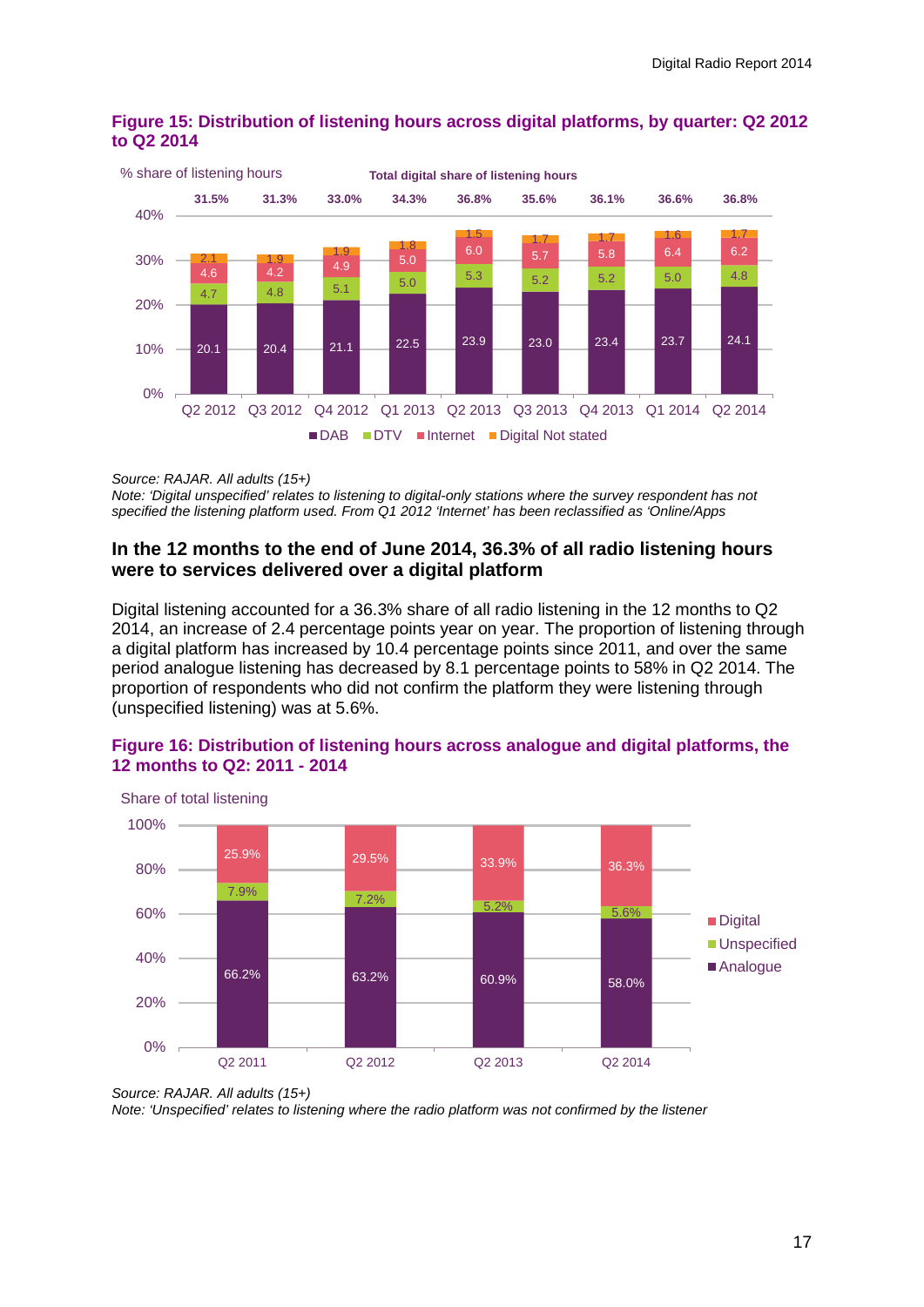### Figure 15: Distribution of listening hours across digital platforms, by quarter: Q2 2012 to Q2 2014

% share of listening hours

| | Q2 2012 | Q3 2012 | Q4 2012 | Q1 2013 | Q2 2013 | Q3 2013 | Q4 2013 | Q1 2014 | Q2 2014 |
|---|---|---|---|---|---|---|---|---|---|
| Total digital share of listening hours | 31.5% | 31.3% | 33.0% | 34.3% | 36.8% | 35.6% | 36.1% | 36.6% | 36.8% |
| DAB | 20.1 | 20.4 | 21.1 | 22.5 | 23.9 | 23.0 | 23.4 | 23.7 | 24.1 |
| DTV | 4.7 | 4.8 | 5.1 | 5.0 | 5.3 | 5.2 | 5.2 | 5.0 | 4.8 |
| Internet | 4.6 | 4.2 | 4.9 | 5.0 | 6.0 | 5.7 | 5.8 | 6.4 | 6.2 |
| Digital Not stated | 2.1 | 1.9 | 1.9 | 1.8 | 1.5 | 1.7 | 1.7 | 1.6 | 1.7 |

*Source: RAJAR. All adults (15+)*
*Note: 'Digital unspecified' relates to listening to digital-only stations where the survey respondent has not specified the listening platform used. From Q1 2012 'Internet' has been reclassified as 'Online/Apps*

### In the 12 months to the end of June 2014, 36.3% of all radio listening hours were to services delivered over a digital platform

Digital listening accounted for a 36.3% share of all radio listening in the 12 months to Q2 2014, an increase of 2.4 percentage points year on year. The proportion of listening through a digital platform has increased by 10.4 percentage points since 2011, and over the same period analogue listening has decreased by 8.1 percentage points to 58% in Q2 2014. The proportion of respondents who did not confirm the platform they were listening through (unspecified listening) was at 5.6%.

### Figure 16: Distribution of listening hours across analogue and digital platforms, the 12 months to Q2: 2011 - 2014

Share of total listening

| | Q2 2011 | Q2 2012 | Q2 2013 | Q2 2014 |
|---|---|---|---|---|
| Digital | 25.9% | 29.5% | 33.9% | 36.3% |
| Unspecified | 7.9% | 7.2% | 5.2% | 5.6% |
| Analogue | 66.2% | 63.2% | 60.9% | 58.0% |

*Source: RAJAR. All adults (15+)*
*Note: 'Unspecified' relates to listening where the radio platform was not confirmed by the listener*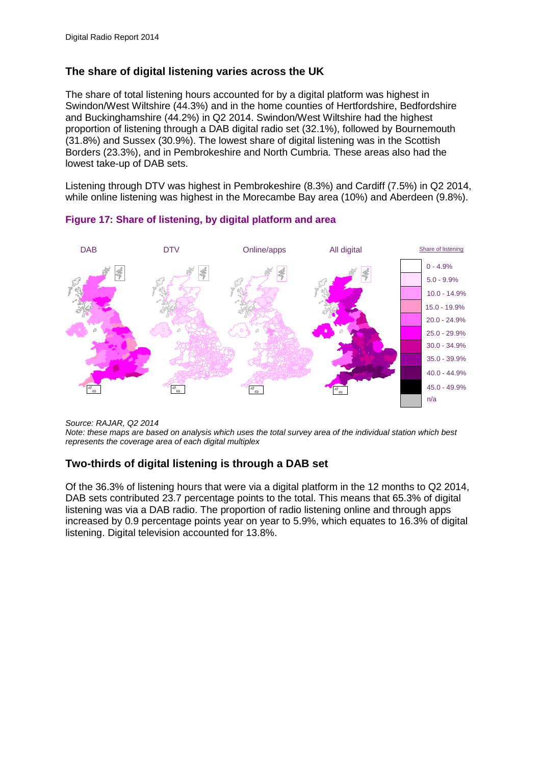## The share of digital listening varies across the UK

The share of total listening hours accounted for by a digital platform was highest in Swindon/West Wiltshire (44.3%) and in the home counties of Hertfordshire, Bedfordshire and Buckinghamshire (44.2%) in Q2 2014. Swindon/West Wiltshire had the highest proportion of listening through a DAB digital radio set (32.1%), followed by Bournemouth (31.8%) and Sussex (30.9%). The lowest share of digital listening was in the Scottish Borders (23.3%), and in Pembrokeshire and North Cumbria. These areas also had the lowest take-up of DAB sets.

Listening through DTV was highest in Pembrokeshire (8.3%) and Cardiff (7.5%) in Q2 2014, while online listening was highest in the Morecambe Bay area (10%) and Aberdeen (9.8%).

**Figure 17: Share of listening, by digital platform and area**

DAB | DTV | Online/apps | All digital

Share of listening: 0 - 4.9%; 5.0 - 9.9%; 10.0 - 14.9%; 15.0 - 19.9%; 20.0 - 24.9%; 25.0 - 29.9%; 30.0 - 34.9%; 35.0 - 39.9%; 40.0 - 44.9%; 45.0 - 49.9%; n/a

*Source: RAJAR, Q2 2014*

*Note: these maps are based on analysis which uses the total survey area of the individual station which best represents the coverage area of each digital multiplex*

## Two-thirds of digital listening is through a DAB set

Of the 36.3% of listening hours that were via a digital platform in the 12 months to Q2 2014, DAB sets contributed 23.7 percentage points to the total. This means that 65.3% of digital listening was via a DAB radio. The proportion of radio listening online and through apps increased by 0.9 percentage points year on year to 5.9%, which equates to 16.3% of digital listening. Digital television accounted for 13.8%.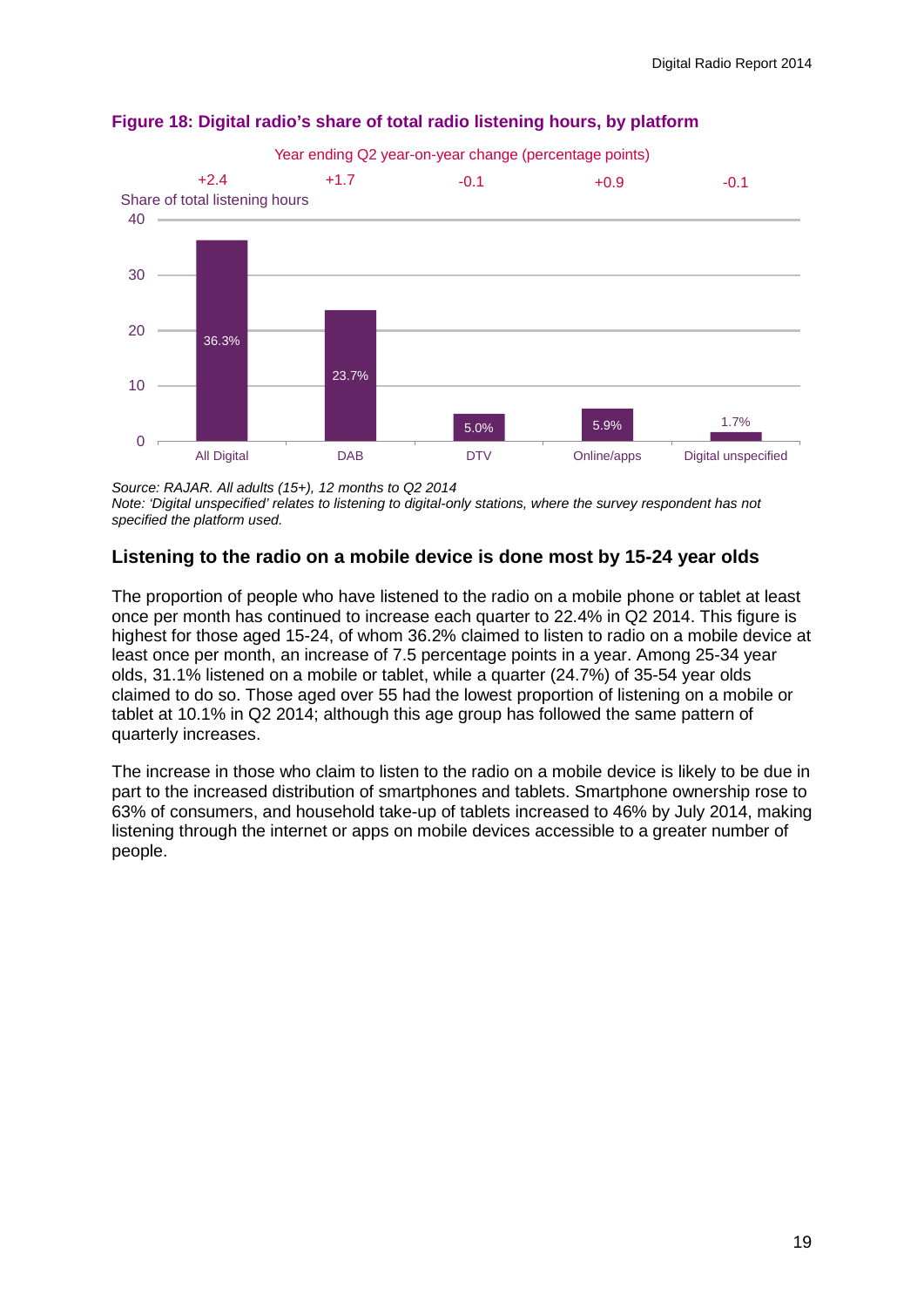**Figure 18: Digital radio's share of total radio listening hours, by platform**

| | All Digital | DAB | DTV | Online/apps | Digital unspecified |
|---|---|---|---|---|---|
| Share of total listening hours | 36.3% | 23.7% | 5.0% | 5.9% | 1.7% |
| Year ending Q2 year-on-year change (percentage points) | +2.4 | +1.7 | -0.1 | +0.9 | -0.1 |

*Source: RAJAR. All adults (15+), 12 months to Q2 2014*
*Note: 'Digital unspecified' relates to listening to digital-only stations, where the survey respondent has not specified the platform used.*

### Listening to the radio on a mobile device is done most by 15-24 year olds

The proportion of people who have listened to the radio on a mobile phone or tablet at least once per month has continued to increase each quarter to 22.4% in Q2 2014. This figure is highest for those aged 15-24, of whom 36.2% claimed to listen to radio on a mobile device at least once per month, an increase of 7.5 percentage points in a year. Among 25-34 year olds, 31.1% listened on a mobile or tablet, while a quarter (24.7%) of 35-54 year olds claimed to do so. Those aged over 55 had the lowest proportion of listening on a mobile or tablet at 10.1% in Q2 2014; although this age group has followed the same pattern of quarterly increases.

The increase in those who claim to listen to the radio on a mobile device is likely to be due in part to the increased distribution of smartphones and tablets. Smartphone ownership rose to 63% of consumers, and household take-up of tablets increased to 46% by July 2014, making listening through the internet or apps on mobile devices accessible to a greater number of people.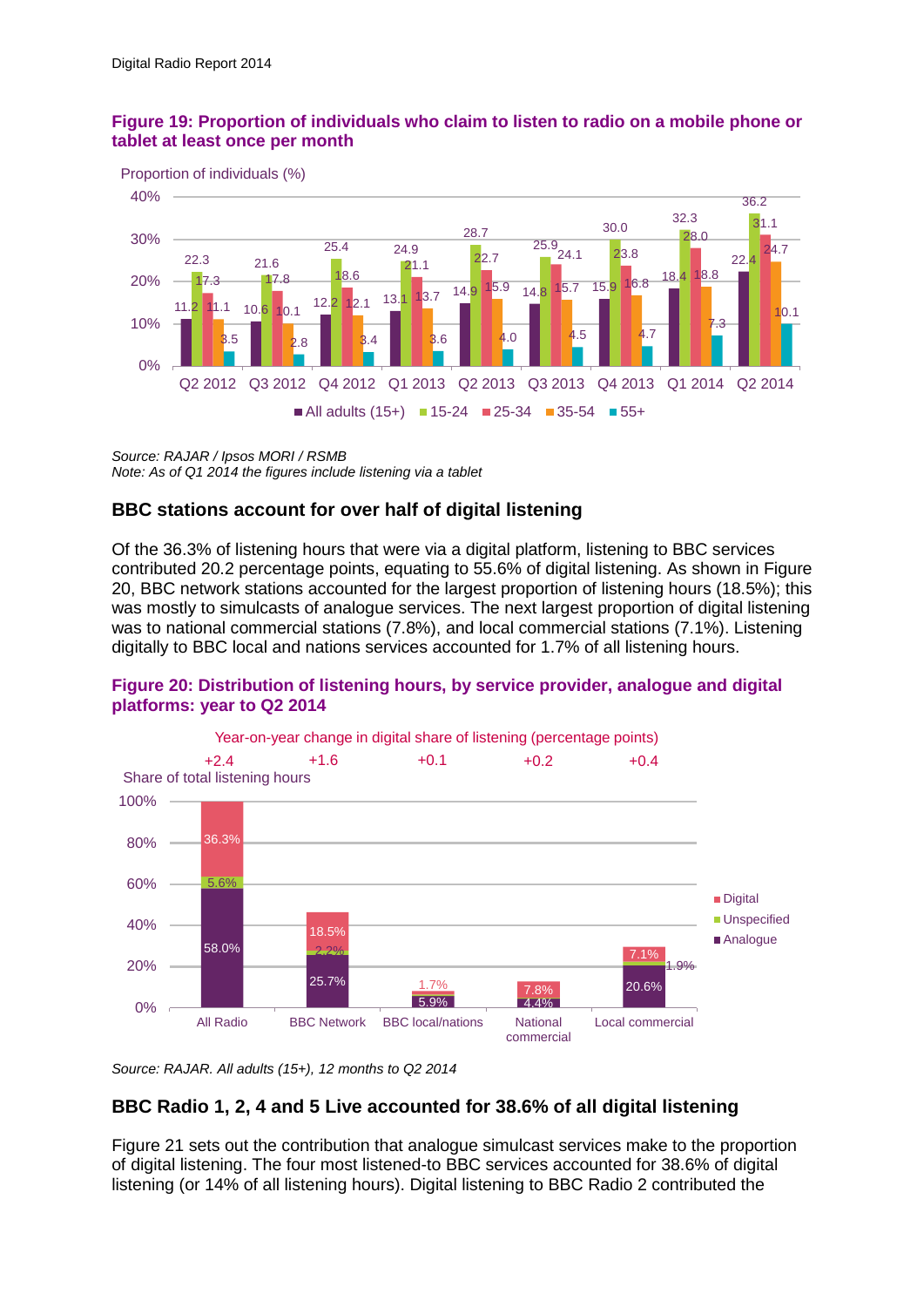**Figure 19: Proportion of individuals who claim to listen to radio on a mobile phone or tablet at least once per month**

Proportion of individuals (%)

| | All adults (15+) | 15-24 | 25-34 | 35-54 | 55+ |
|---|---|---|---|---|---|
| Q2 2012 | 11.2 | 22.3 | 17.3 | 11.1 | 3.5 |
| Q3 2012 | 10.6 | 21.6 | 17.8 | 10.1 | 2.8 |
| Q4 2012 | 12.2 | 25.4 | 18.6 | 12.1 | 3.4 |
| Q1 2013 | 13.1 | 24.9 | 21.1 | 13.7 | 3.6 |
| Q2 2013 | 14.9 | 28.7 | 22.7 | 15.9 | 4.0 |
| Q3 2013 | 14.8 | 25.9 | 24.1 | 15.7 | 4.5 |
| Q4 2013 | 15.9 | 30.0 | 23.8 | 16.8 | 4.7 |
| Q1 2014 | 18.4 | 32.3 | 28.0 | 18.8 | 7.3 |
| Q2 2014 | 22.4 | 36.2 | 31.1 | 24.7 | 10.1 |

*Source: RAJAR / Ipsos MORI / RSMB*
*Note: As of Q1 2014 the figures include listening via a tablet*

### BBC stations account for over half of digital listening

Of the 36.3% of listening hours that were via a digital platform, listening to BBC services contributed 20.2 percentage points, equating to 55.6% of digital listening. As shown in Figure 20, BBC network stations accounted for the largest proportion of listening hours (18.5%); this was mostly to simulcasts of analogue services. The next largest proportion of digital listening was to national commercial stations (7.8%), and local commercial stations (7.1%). Listening digitally to BBC local and nations services accounted for 1.7% of all listening hours.

**Figure 20: Distribution of listening hours, by service provider, analogue and digital platforms: year to Q2 2014**

Share of total listening hours

| | All Radio | BBC Network | BBC local/nations | National commercial | Local commercial |
|---|---|---|---|---|---|
| Year-on-year change in digital share of listening (percentage points) | +2.4 | +1.6 | +0.1 | +0.2 | +0.4 |
| Digital | 36.3% | 18.5% | 1.7% | 7.8% | 7.1% |
| Unspecified | 5.6% | 2.2% | | | 1.9% |
| Analogue | 58.0% | 25.7% | 5.9% | 4.4% | 20.6% |

*Source: RAJAR. All adults (15+), 12 months to Q2 2014*

### BBC Radio 1, 2, 4 and 5 Live accounted for 38.6% of all digital listening

Figure 21 sets out the contribution that analogue simulcast services make to the proportion of digital listening. The four most listened-to BBC services accounted for 38.6% of digital listening (or 14% of all listening hours). Digital listening to BBC Radio 2 contributed the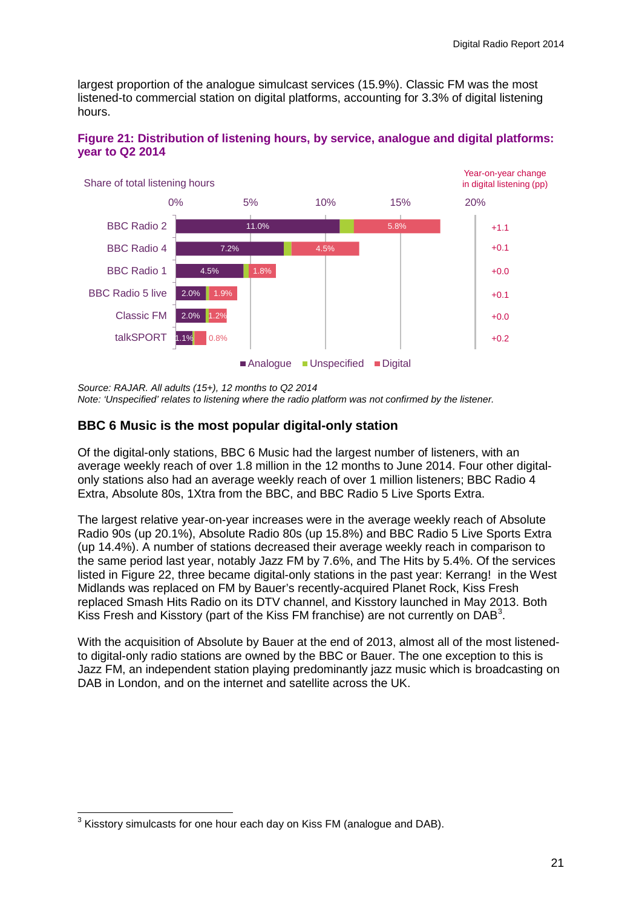largest proportion of the analogue simulcast services (15.9%). Classic FM was the most listened-to commercial station on digital platforms, accounting for 3.3% of digital listening hours.

**Figure 21: Distribution of listening hours, by service, analogue and digital platforms: year to Q2 2014**

Share of total listening hours

| Service | Analogue | Unspecified | Digital | Year-on-year change in digital listening (pp) |
|---|---|---|---|---|
| BBC Radio 2 | 11.0% | | 5.8% | +1.1 |
| BBC Radio 4 | 7.2% | | 4.5% | +0.1 |
| BBC Radio 1 | 4.5% | | 1.8% | +0.0 |
| BBC Radio 5 live | 2.0% | | 1.9% | +0.1 |
| Classic FM | 2.0% | | 1.2% | +0.0 |
| talkSPORT | 1.1% | | 0.8% | +0.2 |

*Source: RAJAR. All adults (15+), 12 months to Q2 2014*
*Note: 'Unspecified' relates to listening where the radio platform was not confirmed by the listener.*

### BBC 6 Music is the most popular digital-only station

Of the digital-only stations, BBC 6 Music had the largest number of listeners, with an average weekly reach of over 1.8 million in the 12 months to June 2014. Four other digital-only stations also had an average weekly reach of over 1 million listeners; BBC Radio 4 Extra, Absolute 80s, 1Xtra from the BBC, and BBC Radio 5 Live Sports Extra.

The largest relative year-on-year increases were in the average weekly reach of Absolute Radio 90s (up 20.1%), Absolute Radio 80s (up 15.8%) and BBC Radio 5 Live Sports Extra (up 14.4%). A number of stations decreased their average weekly reach in comparison to the same period last year, notably Jazz FM by 7.6%, and The Hits by 5.4%. Of the services listed in Figure 22, three became digital-only stations in the past year: Kerrang! in the West Midlands was replaced on FM by Bauer's recently-acquired Planet Rock, Kiss Fresh replaced Smash Hits Radio on its DTV channel, and Kisstory launched in May 2013. Both Kiss Fresh and Kisstory (part of the Kiss FM franchise) are not currently on DAB[3].

With the acquisition of Absolute by Bauer at the end of 2013, almost all of the most listened-to digital-only radio stations are owned by the BBC or Bauer. The one exception to this is Jazz FM, an independent station playing predominantly jazz music which is broadcasting on DAB in London, and on the internet and satellite across the UK.

---

[3] Kisstory simulcasts for one hour each day on Kiss FM (analogue and DAB).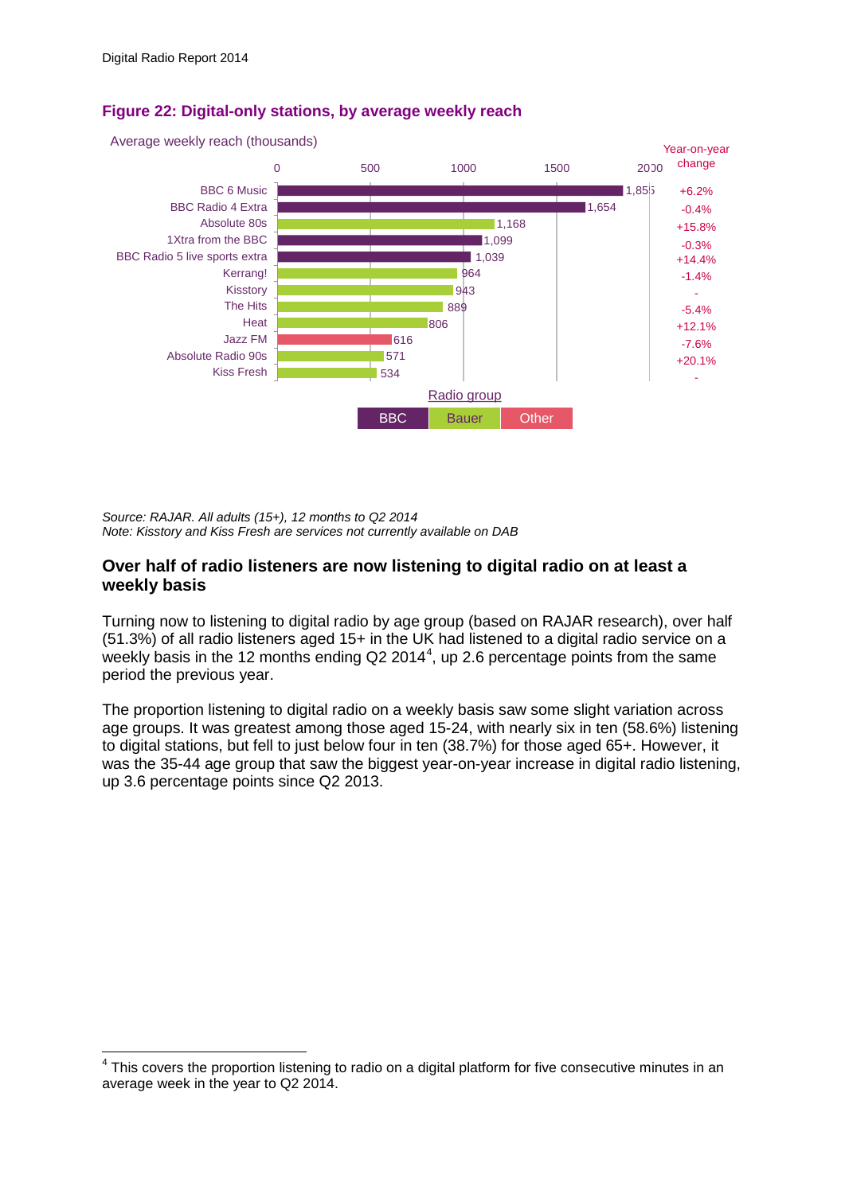## Figure 22: Digital-only stations, by average weekly reach

Average weekly reach (thousands)

| Station | Radio group | Average weekly reach (thousands) | Year-on-year change |
|---|---|---|---|
| BBC 6 Music | BBC | 1,855 | +6.2% |
| BBC Radio 4 Extra | BBC | 1,654 | -0.4% |
| Absolute 80s | Bauer | 1,168 | +15.8% |
| 1Xtra from the BBC | BBC | 1,099 | -0.3% |
| BBC Radio 5 live sports extra | BBC | 1,039 | +14.4% |
| Kerrang! | Bauer | 964 | -1.4% |
| Kisstory | Bauer | 943 | - |
| The Hits | Bauer | 889 | -5.4% |
| Heat | Bauer | 806 | +12.1% |
| Jazz FM | Other | 616 | -7.6% |
| Absolute Radio 90s | Bauer | 571 | +20.1% |
| Kiss Fresh | Bauer | 534 | - |

*Source: RAJAR. All adults (15+), 12 months to Q2 2014*
*Note: Kisstory and Kiss Fresh are services not currently available on DAB*

### Over half of radio listeners are now listening to digital radio on at least a weekly basis

Turning now to listening to digital radio by age group (based on RAJAR research), over half (51.3%) of all radio listeners aged 15+ in the UK had listened to a digital radio service on a weekly basis in the 12 months ending Q2 2014[4], up 2.6 percentage points from the same period the previous year.

The proportion listening to digital radio on a weekly basis saw some slight variation across age groups. It was greatest among those aged 15-24, with nearly six in ten (58.6%) listening to digital stations, but fell to just below four in ten (38.7%) for those aged 65+. However, it was the 35-44 age group that saw the biggest year-on-year increase in digital radio listening, up 3.6 percentage points since Q2 2013.

[4] This covers the proportion listening to radio on a digital platform for five consecutive minutes in an average week in the year to Q2 2014.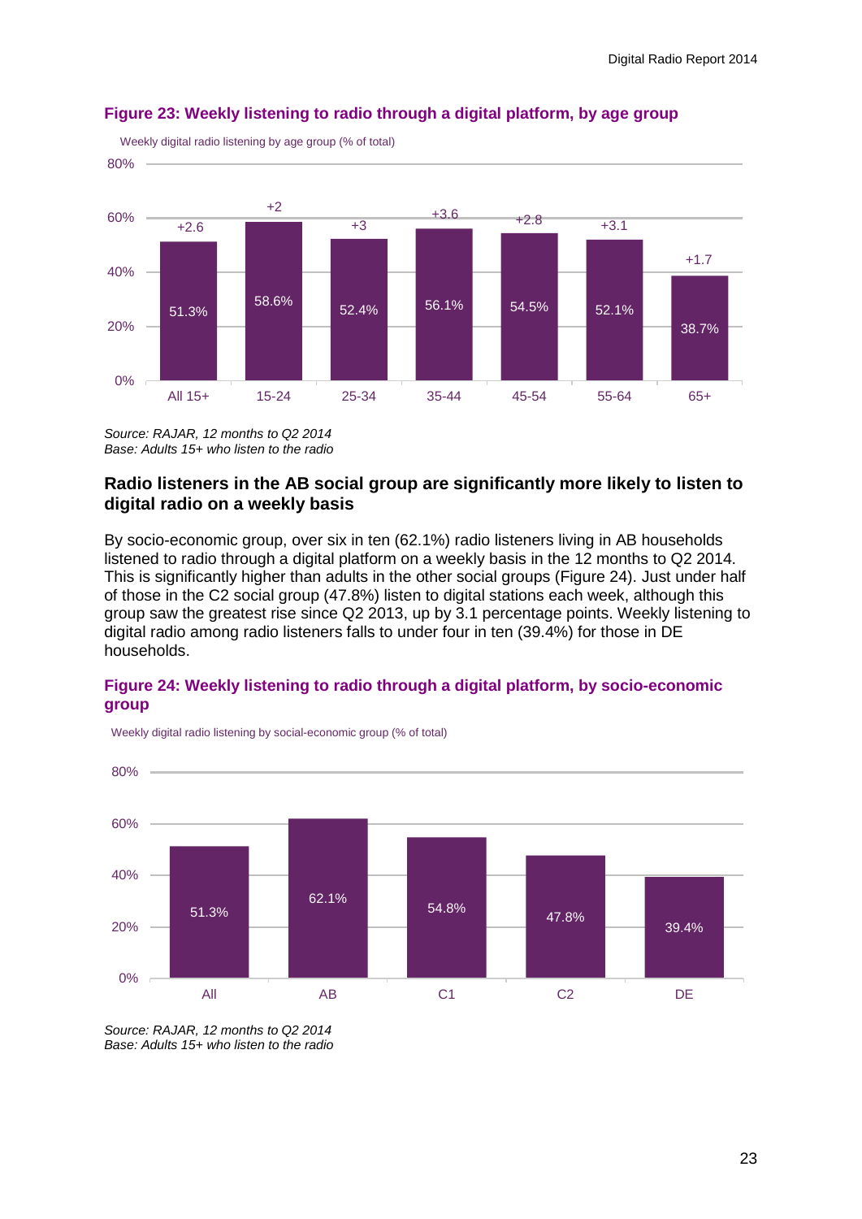**Figure 23: Weekly listening to radio through a digital platform, by age group**

Weekly digital radio listening by age group (% of total)

| Age group | Weekly digital listening | Change |
|---|---|---|
| All 15+ | 51.3% | +2.6 |
| 15-24 | 58.6% | +2 |
| 25-34 | 52.4% | +3 |
| 35-44 | 56.1% | +3.6 |
| 45-54 | 54.5% | +2.8 |
| 55-64 | 52.1% | +3.1 |
| 65+ | 38.7% | +1.7 |

*Source: RAJAR, 12 months to Q2 2014*
*Base: Adults 15+ who listen to the radio*

### Radio listeners in the AB social group are significantly more likely to listen to digital radio on a weekly basis

By socio-economic group, over six in ten (62.1%) radio listeners living in AB households listened to radio through a digital platform on a weekly basis in the 12 months to Q2 2014. This is significantly higher than adults in the other social groups (Figure 24). Just under half of those in the C2 social group (47.8%) listen to digital stations each week, although this group saw the greatest rise since Q2 2013, up by 3.1 percentage points. Weekly listening to digital radio among radio listeners falls to under four in ten (39.4%) for those in DE households.

**Figure 24: Weekly listening to radio through a digital platform, by socio-economic group**

Weekly digital radio listening by social-economic group (% of total)

| Group | Weekly digital listening |
|---|---|
| All | 51.3% |
| AB | 62.1% |
| C1 | 54.8% |
| C2 | 47.8% |
| DE | 39.4% |

*Source: RAJAR, 12 months to Q2 2014*
*Base: Adults 15+ who listen to the radio*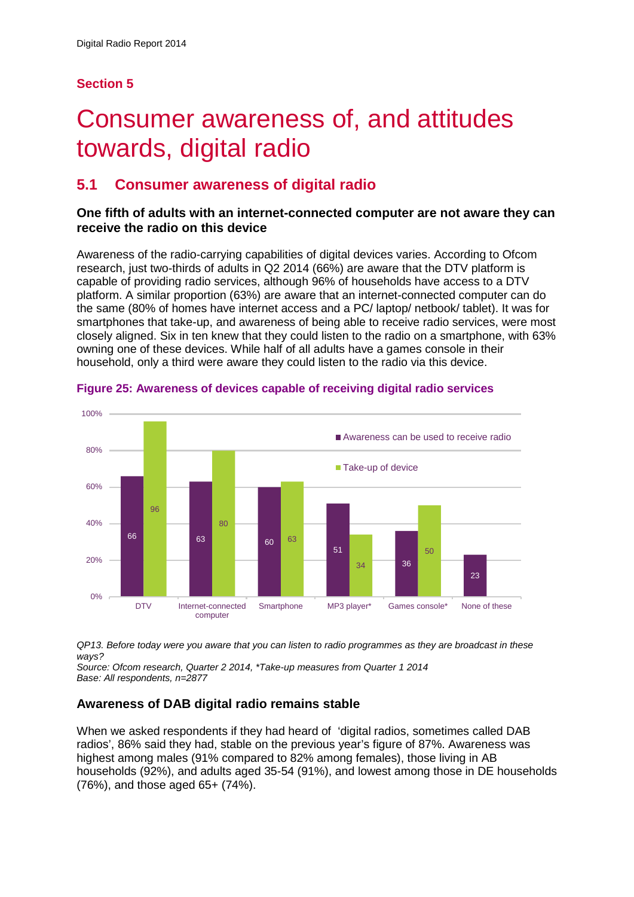## Section 5

# Consumer awareness of, and attitudes towards, digital radio

## 5.1 Consumer awareness of digital radio

### One fifth of adults with an internet-connected computer are not aware they can receive the radio on this device

Awareness of the radio-carrying capabilities of digital devices varies. According to Ofcom research, just two-thirds of adults in Q2 2014 (66%) are aware that the DTV platform is capable of providing radio services, although 96% of households have access to a DTV platform. A similar proportion (63%) are aware that an internet-connected computer can do the same (80% of homes have internet access and a PC/ laptop/ netbook/ tablet). It was for smartphones that take-up, and awareness of being able to receive radio services, were most closely aligned. Six in ten knew that they could listen to the radio on a smartphone, with 63% owning one of these devices. While half of all adults have a games console in their household, only a third were aware they could listen to the radio via this device.

**Figure 25: Awareness of devices capable of receiving digital radio services**

| | Awareness can be used to receive radio | Take-up of device |
|---|---|---|
| DTV | 66 | 96 |
| Internet-connected computer | 63 | 80 |
| Smartphone | 60 | 63 |
| MP3 player* | 51 | 34 |
| Games console* | 36 | 50 |
| None of these | 23 | |

*QP13. Before today were you aware that you can listen to radio programmes as they are broadcast in these ways?*
*Source: Ofcom research, Quarter 2 2014, *Take-up measures from Quarter 1 2014*
*Base: All respondents, n=2877*

### Awareness of DAB digital radio remains stable

When we asked respondents if they had heard of 'digital radios, sometimes called DAB radios', 86% said they had, stable on the previous year's figure of 87%. Awareness was highest among males (91% compared to 82% among females), those living in AB households (92%), and adults aged 35-54 (91%), and lowest among those in DE households (76%), and those aged 65+ (74%).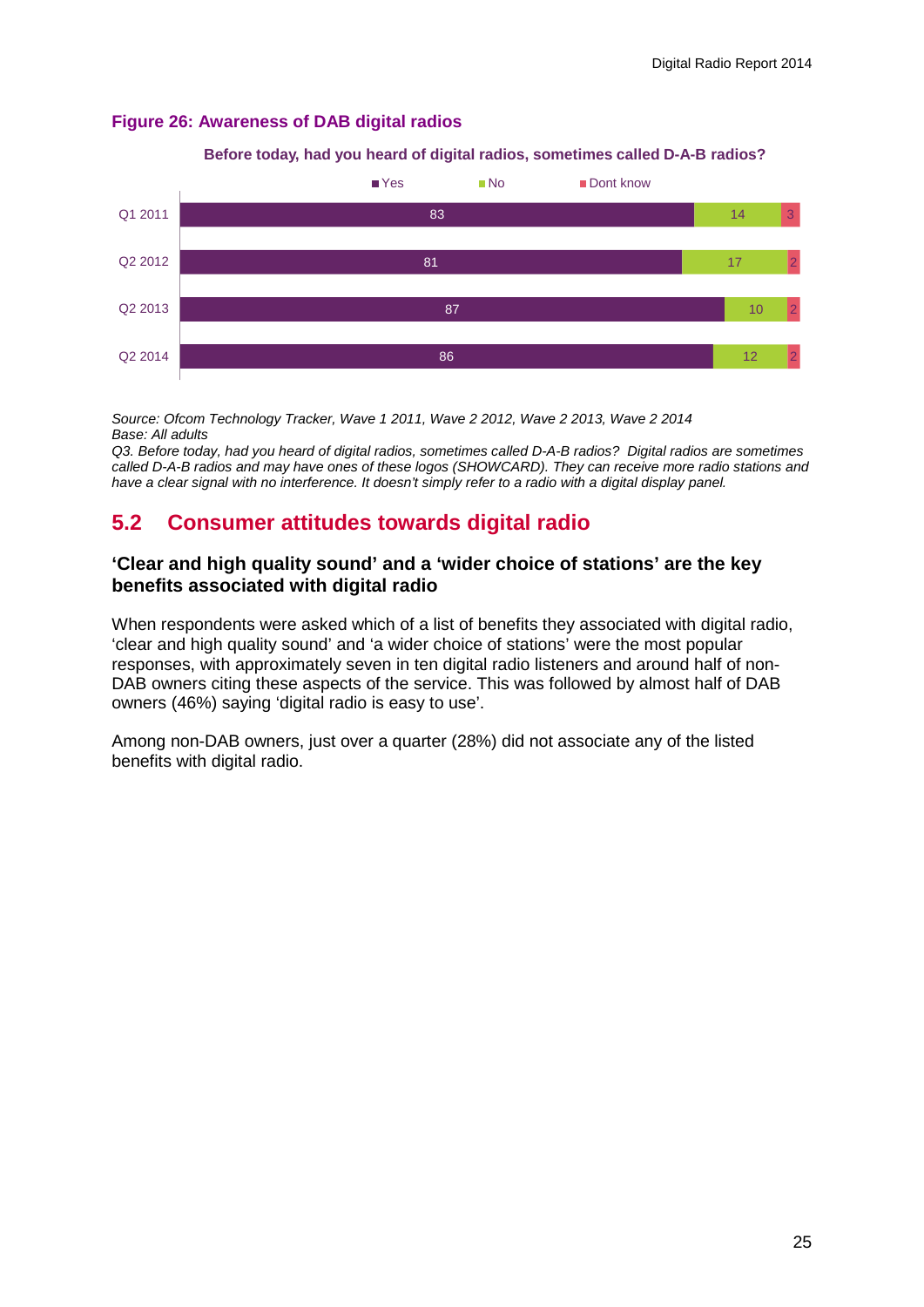**Figure 26: Awareness of DAB digital radios**

Before today, had you heard of digital radios, sometimes called D-A-B radios?

| | Yes | No | Dont know |
|---|---|---|---|
| Q1 2011 | 83 | 14 | 3 |
| Q2 2012 | 81 | 17 | 2 |
| Q2 2013 | 87 | 10 | 2 |
| Q2 2014 | 86 | 12 | 2 |

*Source: Ofcom Technology Tracker, Wave 1 2011, Wave 2 2012, Wave 2 2013, Wave 2 2014*
*Base: All adults*
*Q3. Before today, had you heard of digital radios, sometimes called D-A-B radios? Digital radios are sometimes called D-A-B radios and may have ones of these logos (SHOWCARD). They can receive more radio stations and have a clear signal with no interference. It doesn't simply refer to a radio with a digital display panel.*

## 5.2 Consumer attitudes towards digital radio

### 'Clear and high quality sound' and a 'wider choice of stations' are the key benefits associated with digital radio

When respondents were asked which of a list of benefits they associated with digital radio, 'clear and high quality sound' and 'a wider choice of stations' were the most popular responses, with approximately seven in ten digital radio listeners and around half of non-DAB owners citing these aspects of the service. This was followed by almost half of DAB owners (46%) saying 'digital radio is easy to use'.

Among non-DAB owners, just over a quarter (28%) did not associate any of the listed benefits with digital radio.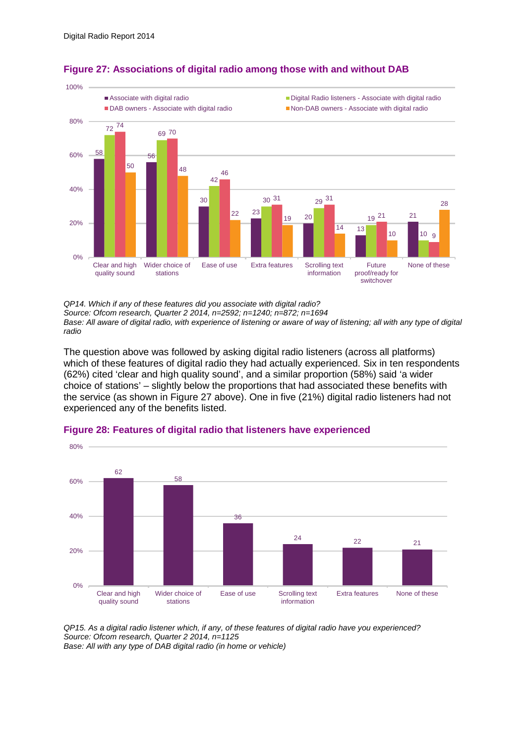**Figure 27: Associations of digital radio among those with and without DAB**

| | Associate with digital radio | Digital Radio listeners - Associate with digital radio | DAB owners - Associate with digital radio | Non-DAB owners - Associate with digital radio |
|---|---|---|---|---|
| Clear and high quality sound | 58 | 72 | 74 | 50 |
| Wider choice of stations | 56 | 69 | 70 | 48 |
| Ease of use | 30 | 42 | 46 | 22 |
| Extra features | 23 | 30 | 31 | 19 |
| Scrolling text information | 20 | 29 | 31 | 14 |
| Future proof/ready for switchover | 13 | 19 | 21 | 10 |
| None of these | 21 | 10 | 9 | 28 |

*QP14. Which if any of these features did you associate with digital radio?*
*Source: Ofcom research, Quarter 2 2014, n=2592; n=1240; n=872; n=1694*
*Base: All aware of digital radio, with experience of listening or aware of way of listening; all with any type of digital radio*

The question above was followed by asking digital radio listeners (across all platforms) which of these features of digital radio they had actually experienced. Six in ten respondents (62%) cited 'clear and high quality sound', and a similar proportion (58%) said 'a wider choice of stations' – slightly below the proportions that had associated these benefits with the service (as shown in Figure 27 above). One in five (21%) digital radio listeners had not experienced any of the benefits listed.

**Figure 28: Features of digital radio that listeners have experienced**

| Feature | % |
|---|---|
| Clear and high quality sound | 62 |
| Wider choice of stations | 58 |
| Ease of use | 36 |
| Scrolling text information | 24 |
| Extra features | 22 |
| None of these | 21 |

*QP15. As a digital radio listener which, if any, of these features of digital radio have you experienced?*
*Source: Ofcom research, Quarter 2 2014, n=1125*
*Base: All with any type of DAB digital radio (in home or vehicle)*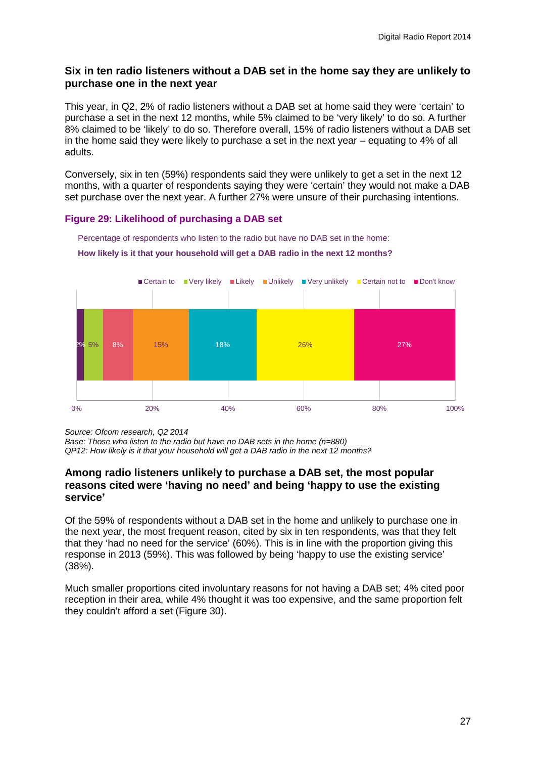## Six in ten radio listeners without a DAB set in the home say they are unlikely to purchase one in the next year

This year, in Q2, 2% of radio listeners without a DAB set at home said they were 'certain' to purchase a set in the next 12 months, while 5% claimed to be 'very likely' to do so. A further 8% claimed to be 'likely' to do so. Therefore overall, 15% of radio listeners without a DAB set in the home said they were likely to purchase a set in the next year – equating to 4% of all adults.

Conversely, six in ten (59%) respondents said they were unlikely to get a set in the next 12 months, with a quarter of respondents saying they were 'certain' they would not make a DAB set purchase over the next year. A further 27% were unsure of their purchasing intentions.

### Figure 29: Likelihood of purchasing a DAB set

Percentage of respondents who listen to the radio but have no DAB set in the home:

**How likely is it that your household will get a DAB radio in the next 12 months?**

| Certain to | Very likely | Likely | Unlikely | Very unlikely | Certain not to | Don't know |
|---|---|---|---|---|---|---|
| 2% | 5% | 8% | 15% | 18% | 26% | 27% |

*Source: Ofcom research, Q2 2014*
*Base: Those who listen to the radio but have no DAB sets in the home (n=880)*
*QP12: How likely is it that your household will get a DAB radio in the next 12 months?*

## Among radio listeners unlikely to purchase a DAB set, the most popular reasons cited were 'having no need' and being 'happy to use the existing service'

Of the 59% of respondents without a DAB set in the home and unlikely to purchase one in the next year, the most frequent reason, cited by six in ten respondents, was that they felt that they 'had no need for the service' (60%). This is in line with the proportion giving this response in 2013 (59%). This was followed by being 'happy to use the existing service' (38%).

Much smaller proportions cited involuntary reasons for not having a DAB set; 4% cited poor reception in their area, while 4% thought it was too expensive, and the same proportion felt they couldn't afford a set (Figure 30).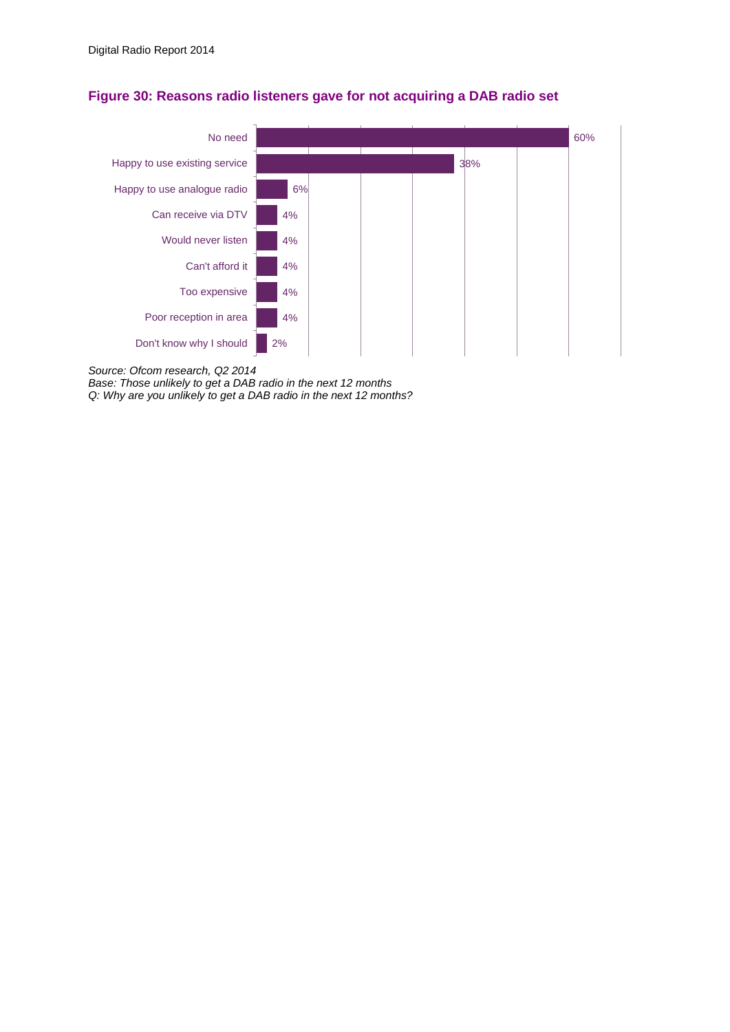**Figure 30: Reasons radio listeners gave for not acquiring a DAB radio set**

| Reason | % |
|---|---|
| No need | 60% |
| Happy to use existing service | 38% |
| Happy to use analogue radio | 6% |
| Can receive via DTV | 4% |
| Would never listen | 4% |
| Can't afford it | 4% |
| Too expensive | 4% |
| Poor reception in area | 4% |
| Don't know why I should | 2% |

*Source: Ofcom research, Q2 2014*
*Base: Those unlikely to get a DAB radio in the next 12 months*
*Q: Why are you unlikely to get a DAB radio in the next 12 months?*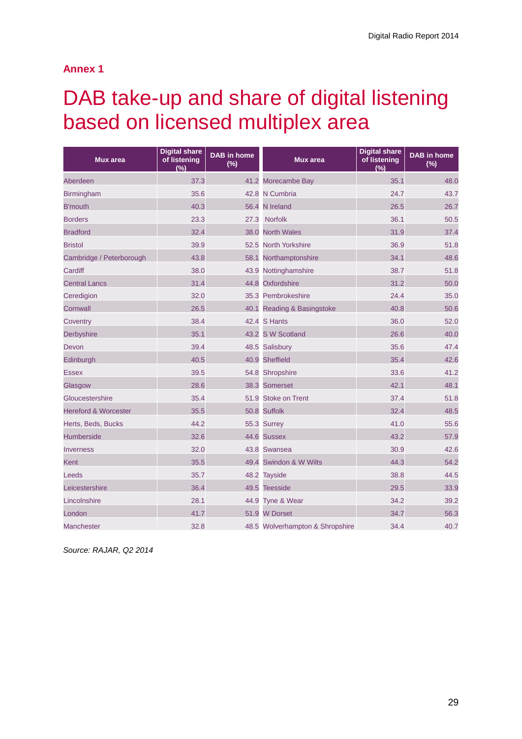## Annex 1

# DAB take-up and share of digital listening based on licensed multiplex area

| Mux area | Digital share of listening (%) | DAB in home (%) | Mux area | Digital share of listening (%) | DAB in home (%) |
|---|---|---|---|---|---|
| Aberdeen | 37.3 | 41.2 | Morecambe Bay | 35.1 | 48.0 |
| Birmingham | 35.6 | 42.8 | N Cumbria | 24.7 | 43.7 |
| B'mouth | 40.3 | 56.4 | N Ireland | 26.5 | 26.7 |
| Borders | 23.3 | 27.3 | Norfolk | 36.1 | 50.5 |
| Bradford | 32.4 | 38.0 | North Wales | 31.9 | 37.4 |
| Bristol | 39.9 | 52.5 | North Yorkshire | 36.9 | 51.8 |
| Cambridge / Peterborough | 43.8 | 58.1 | Northamptonshire | 34.1 | 48.6 |
| Cardiff | 38.0 | 43.9 | Nottinghamshire | 38.7 | 51.8 |
| Central Lancs | 31.4 | 44.8 | Oxfordshire | 31.2 | 50.0 |
| Ceredigion | 32.0 | 35.3 | Pembrokeshire | 24.4 | 35.0 |
| Cornwall | 26.5 | 40.1 | Reading & Basingstoke | 40.8 | 50.6 |
| Coventry | 38.4 | 42.4 | S Hants | 36.0 | 52.0 |
| Derbyshire | 35.1 | 43.2 | S W Scotland | 26.6 | 40.0 |
| Devon | 39.4 | 48.5 | Salisbury | 35.6 | 47.4 |
| Edinburgh | 40.5 | 40.9 | Sheffield | 35.4 | 42.6 |
| Essex | 39.5 | 54.8 | Shropshire | 33.6 | 41.2 |
| Glasgow | 28.6 | 38.3 | Somerset | 42.1 | 48.1 |
| Gloucestershire | 35.4 | 51.9 | Stoke on Trent | 37.4 | 51.8 |
| Hereford & Worcester | 35.5 | 50.8 | Suffolk | 32.4 | 48.5 |
| Herts, Beds, Bucks | 44.2 | 55.3 | Surrey | 41.0 | 55.6 |
| Humberside | 32.6 | 44.6 | Sussex | 43.2 | 57.9 |
| Inverness | 32.0 | 43.8 | Swansea | 30.9 | 42.6 |
| Kent | 35.5 | 49.4 | Swindon & W Wilts | 44.3 | 54.2 |
| Leeds | 35.7 | 48.2 | Tayside | 38.8 | 44.5 |
| Leicestershire | 36.4 | 49.5 | Teesside | 29.5 | 33.9 |
| Lincolnshire | 28.1 | 44.9 | Tyne & Wear | 34.2 | 39.2 |
| London | 41.7 | 51.9 | W Dorset | 34.7 | 56.3 |
| Manchester | 32.8 | 48.5 | Wolverhampton & Shropshire | 34.4 | 40.7 |

*Source: RAJAR, Q2 2014*